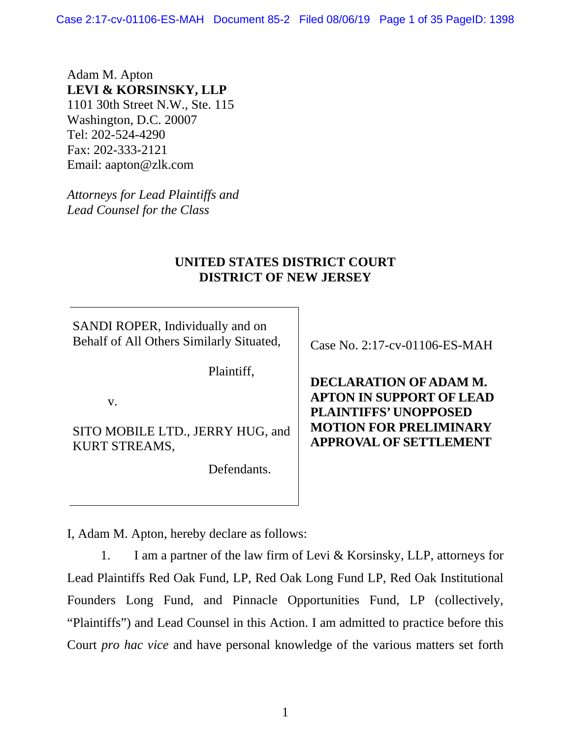Adam M. Apton
**LEVI & KORSINSKY, LLP**
1101 30th Street N.W., Ste. 115
Washington, D.C. 20007
Tel: 202-524-4290
Fax: 202-333-2121
Email: aapton@zlk.com

*Attorneys for Lead Plaintiffs and Lead Counsel for the Class*

**UNITED STATES DISTRICT COURT**
**DISTRICT OF NEW JERSEY**

| | |
|---|---|
| SANDI ROPER, Individually and on Behalf of All Others Similarly Situated,<br><br>Plaintiff,<br><br>v.<br><br>SITO MOBILE LTD., JERRY HUG, and KURT STREAMS,<br><br>Defendants. | Case No. 2:17-cv-01106-ES-MAH<br><br>**DECLARATION OF ADAM M. APTON IN SUPPORT OF LEAD PLAINTIFFS' UNOPPOSED MOTION FOR PRELIMINARY APPROVAL OF SETTLEMENT** |

I, Adam M. Apton, hereby declare as follows:

1. I am a partner of the law firm of Levi & Korsinsky, LLP, attorneys for Lead Plaintiffs Red Oak Fund, LP, Red Oak Long Fund LP, Red Oak Institutional Founders Long Fund, and Pinnacle Opportunities Fund, LP (collectively, "Plaintiffs") and Lead Counsel in this Action. I am admitted to practice before this Court *pro hac vice* and have personal knowledge of the various matters set forth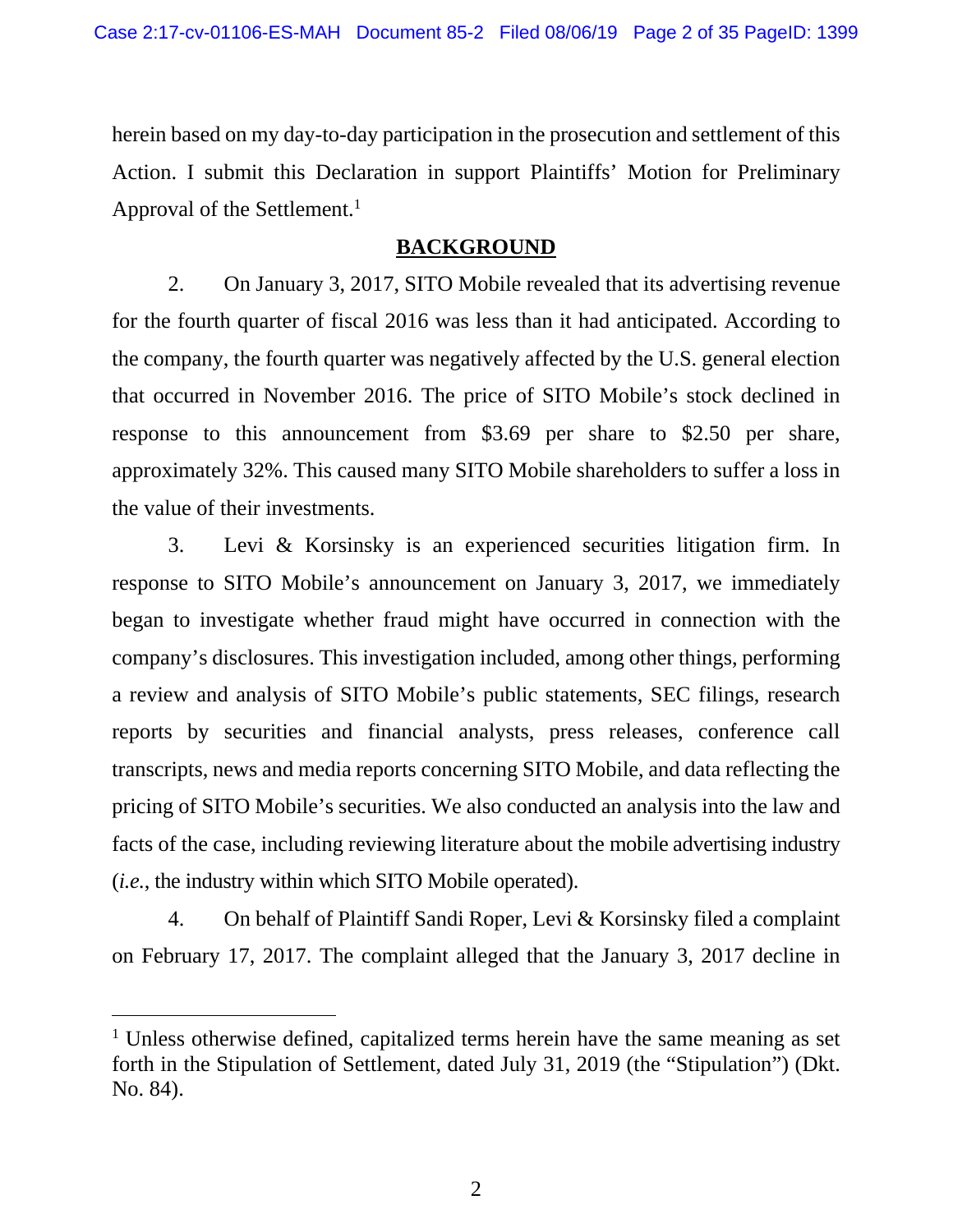herein based on my day-to-day participation in the prosecution and settlement of this Action. I submit this Declaration in support Plaintiffs' Motion for Preliminary Approval of the Settlement.[1]

## BACKGROUND

2. On January 3, 2017, SITO Mobile revealed that its advertising revenue for the fourth quarter of fiscal 2016 was less than it had anticipated. According to the company, the fourth quarter was negatively affected by the U.S. general election that occurred in November 2016. The price of SITO Mobile's stock declined in response to this announcement from $3.69 per share to $2.50 per share, approximately 32%. This caused many SITO Mobile shareholders to suffer a loss in the value of their investments.

3. Levi & Korsinsky is an experienced securities litigation firm. In response to SITO Mobile's announcement on January 3, 2017, we immediately began to investigate whether fraud might have occurred in connection with the company's disclosures. This investigation included, among other things, performing a review and analysis of SITO Mobile's public statements, SEC filings, research reports by securities and financial analysts, press releases, conference call transcripts, news and media reports concerning SITO Mobile, and data reflecting the pricing of SITO Mobile's securities. We also conducted an analysis into the law and facts of the case, including reviewing literature about the mobile advertising industry (*i.e.*, the industry within which SITO Mobile operated).

4. On behalf of Plaintiff Sandi Roper, Levi & Korsinsky filed a complaint on February 17, 2017. The complaint alleged that the January 3, 2017 decline in

---

[1] Unless otherwise defined, capitalized terms herein have the same meaning as set forth in the Stipulation of Settlement, dated July 31, 2019 (the "Stipulation") (Dkt. No. 84).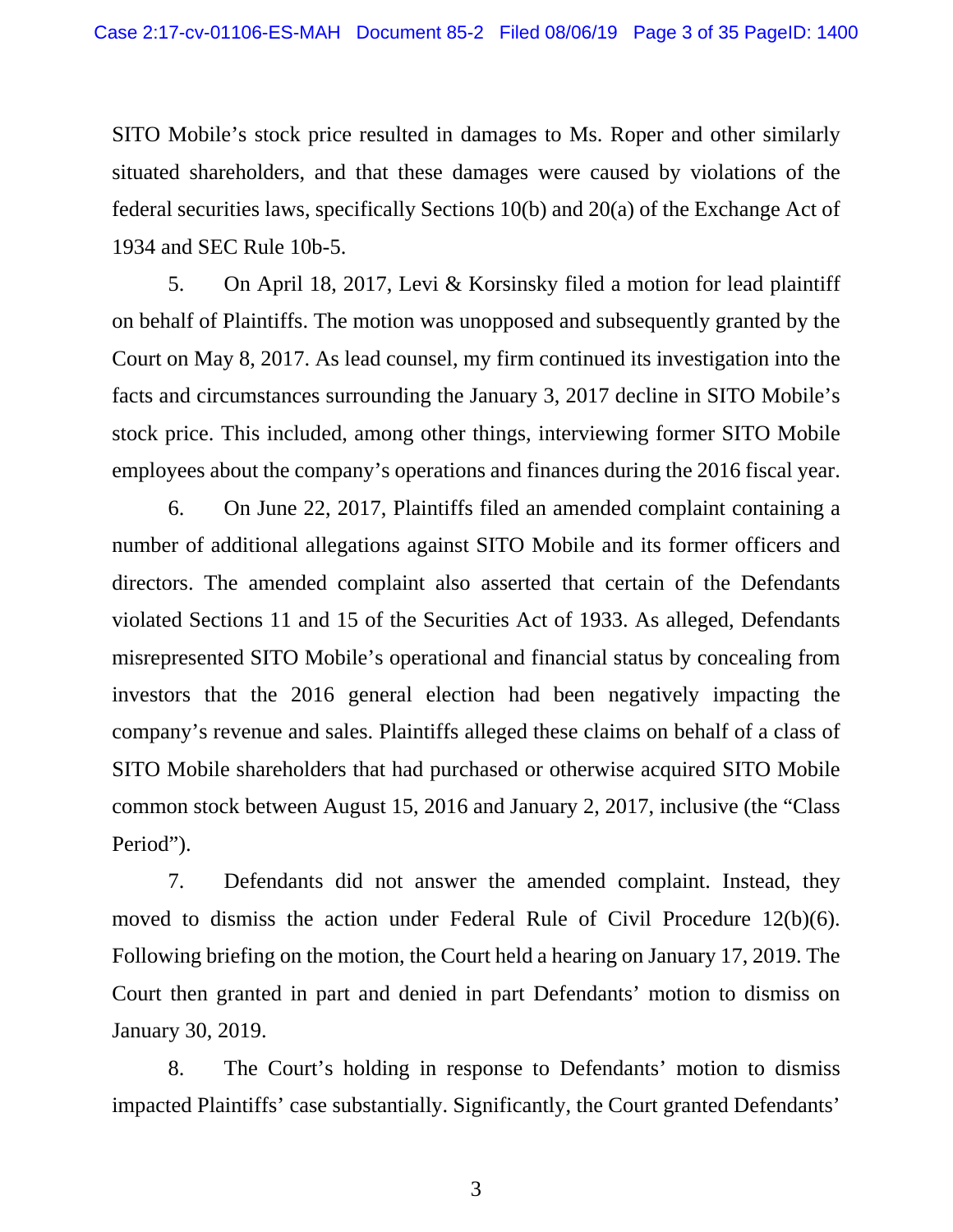SITO Mobile's stock price resulted in damages to Ms. Roper and other similarly situated shareholders, and that these damages were caused by violations of the federal securities laws, specifically Sections 10(b) and 20(a) of the Exchange Act of 1934 and SEC Rule 10b-5.

5. On April 18, 2017, Levi & Korsinsky filed a motion for lead plaintiff on behalf of Plaintiffs. The motion was unopposed and subsequently granted by the Court on May 8, 2017. As lead counsel, my firm continued its investigation into the facts and circumstances surrounding the January 3, 2017 decline in SITO Mobile's stock price. This included, among other things, interviewing former SITO Mobile employees about the company's operations and finances during the 2016 fiscal year.

6. On June 22, 2017, Plaintiffs filed an amended complaint containing a number of additional allegations against SITO Mobile and its former officers and directors. The amended complaint also asserted that certain of the Defendants violated Sections 11 and 15 of the Securities Act of 1933. As alleged, Defendants misrepresented SITO Mobile's operational and financial status by concealing from investors that the 2016 general election had been negatively impacting the company's revenue and sales. Plaintiffs alleged these claims on behalf of a class of SITO Mobile shareholders that had purchased or otherwise acquired SITO Mobile common stock between August 15, 2016 and January 2, 2017, inclusive (the "Class Period").

7. Defendants did not answer the amended complaint. Instead, they moved to dismiss the action under Federal Rule of Civil Procedure 12(b)(6). Following briefing on the motion, the Court held a hearing on January 17, 2019. The Court then granted in part and denied in part Defendants' motion to dismiss on January 30, 2019.

8. The Court's holding in response to Defendants' motion to dismiss impacted Plaintiffs' case substantially. Significantly, the Court granted Defendants'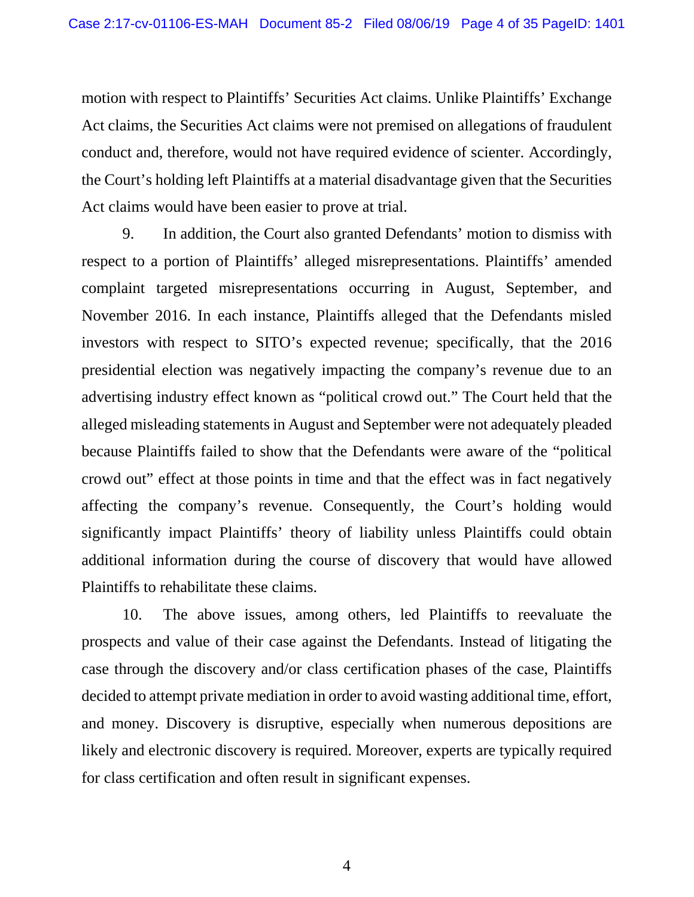motion with respect to Plaintiffs' Securities Act claims. Unlike Plaintiffs' Exchange Act claims, the Securities Act claims were not premised on allegations of fraudulent conduct and, therefore, would not have required evidence of scienter. Accordingly, the Court's holding left Plaintiffs at a material disadvantage given that the Securities Act claims would have been easier to prove at trial.

9. In addition, the Court also granted Defendants' motion to dismiss with respect to a portion of Plaintiffs' alleged misrepresentations. Plaintiffs' amended complaint targeted misrepresentations occurring in August, September, and November 2016. In each instance, Plaintiffs alleged that the Defendants misled investors with respect to SITO's expected revenue; specifically, that the 2016 presidential election was negatively impacting the company's revenue due to an advertising industry effect known as "political crowd out." The Court held that the alleged misleading statements in August and September were not adequately pleaded because Plaintiffs failed to show that the Defendants were aware of the "political crowd out" effect at those points in time and that the effect was in fact negatively affecting the company's revenue. Consequently, the Court's holding would significantly impact Plaintiffs' theory of liability unless Plaintiffs could obtain additional information during the course of discovery that would have allowed Plaintiffs to rehabilitate these claims.

10. The above issues, among others, led Plaintiffs to reevaluate the prospects and value of their case against the Defendants. Instead of litigating the case through the discovery and/or class certification phases of the case, Plaintiffs decided to attempt private mediation in order to avoid wasting additional time, effort, and money. Discovery is disruptive, especially when numerous depositions are likely and electronic discovery is required. Moreover, experts are typically required for class certification and often result in significant expenses.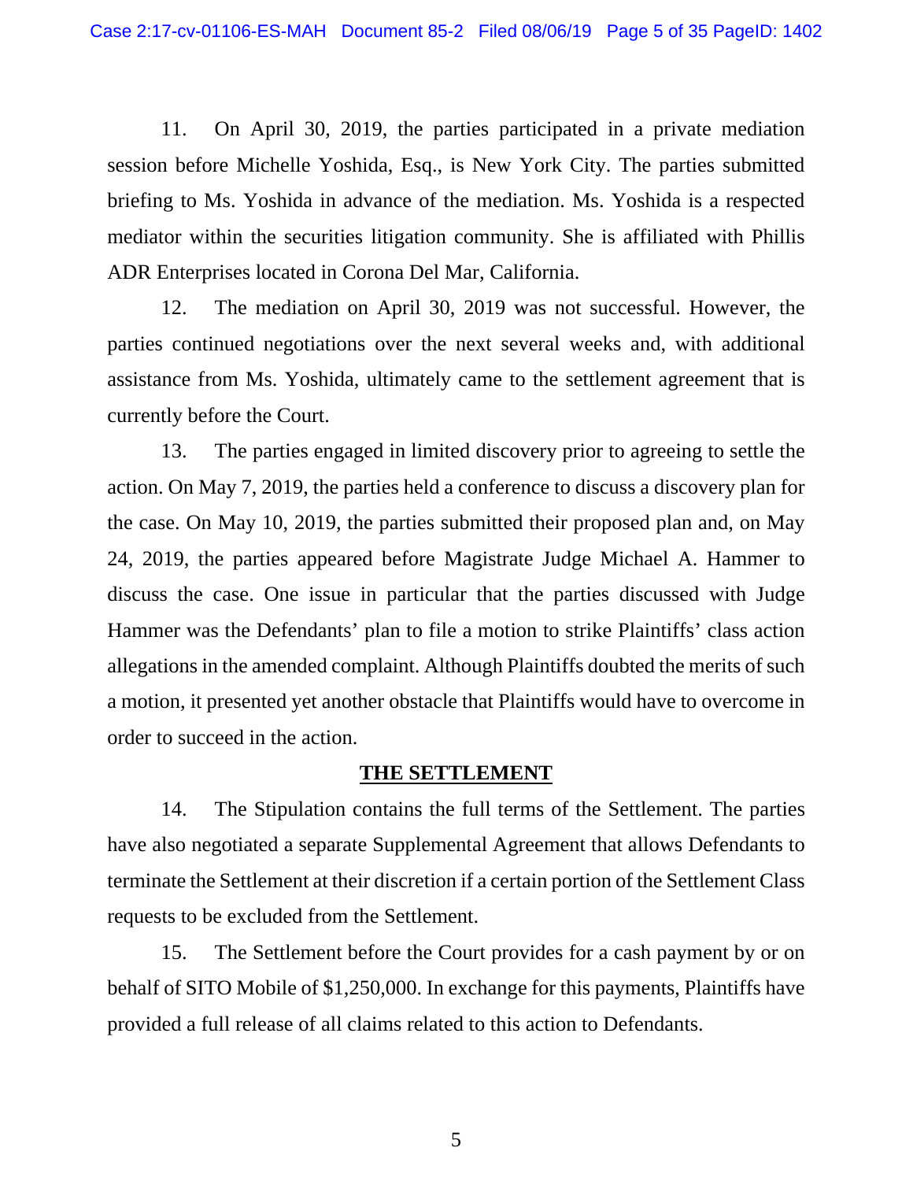11. On April 30, 2019, the parties participated in a private mediation session before Michelle Yoshida, Esq., is New York City. The parties submitted briefing to Ms. Yoshida in advance of the mediation. Ms. Yoshida is a respected mediator within the securities litigation community. She is affiliated with Phillis ADR Enterprises located in Corona Del Mar, California.

12. The mediation on April 30, 2019 was not successful. However, the parties continued negotiations over the next several weeks and, with additional assistance from Ms. Yoshida, ultimately came to the settlement agreement that is currently before the Court.

13. The parties engaged in limited discovery prior to agreeing to settle the action. On May 7, 2019, the parties held a conference to discuss a discovery plan for the case. On May 10, 2019, the parties submitted their proposed plan and, on May 24, 2019, the parties appeared before Magistrate Judge Michael A. Hammer to discuss the case. One issue in particular that the parties discussed with Judge Hammer was the Defendants' plan to file a motion to strike Plaintiffs' class action allegations in the amended complaint. Although Plaintiffs doubted the merits of such a motion, it presented yet another obstacle that Plaintiffs would have to overcome in order to succeed in the action.

## THE SETTLEMENT

14. The Stipulation contains the full terms of the Settlement. The parties have also negotiated a separate Supplemental Agreement that allows Defendants to terminate the Settlement at their discretion if a certain portion of the Settlement Class requests to be excluded from the Settlement.

15. The Settlement before the Court provides for a cash payment by or on behalf of SITO Mobile of $1,250,000. In exchange for this payments, Plaintiffs have provided a full release of all claims related to this action to Defendants.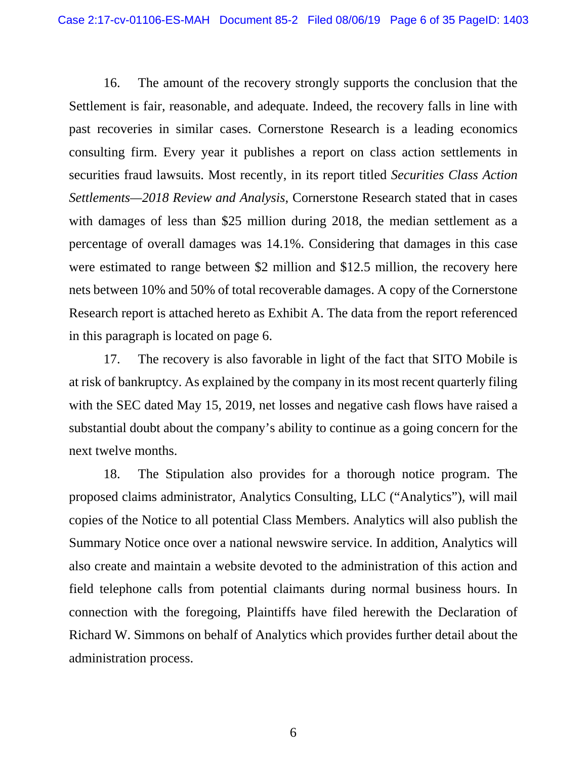16. The amount of the recovery strongly supports the conclusion that the Settlement is fair, reasonable, and adequate. Indeed, the recovery falls in line with past recoveries in similar cases. Cornerstone Research is a leading economics consulting firm. Every year it publishes a report on class action settlements in securities fraud lawsuits. Most recently, in its report titled *Securities Class Action Settlements—2018 Review and Analysis*, Cornerstone Research stated that in cases with damages of less than $25 million during 2018, the median settlement as a percentage of overall damages was 14.1%. Considering that damages in this case were estimated to range between $2 million and $12.5 million, the recovery here nets between 10% and 50% of total recoverable damages. A copy of the Cornerstone Research report is attached hereto as Exhibit A. The data from the report referenced in this paragraph is located on page 6.

17. The recovery is also favorable in light of the fact that SITO Mobile is at risk of bankruptcy. As explained by the company in its most recent quarterly filing with the SEC dated May 15, 2019, net losses and negative cash flows have raised a substantial doubt about the company's ability to continue as a going concern for the next twelve months.

18. The Stipulation also provides for a thorough notice program. The proposed claims administrator, Analytics Consulting, LLC ("Analytics"), will mail copies of the Notice to all potential Class Members. Analytics will also publish the Summary Notice once over a national newswire service. In addition, Analytics will also create and maintain a website devoted to the administration of this action and field telephone calls from potential claimants during normal business hours. In connection with the foregoing, Plaintiffs have filed herewith the Declaration of Richard W. Simmons on behalf of Analytics which provides further detail about the administration process.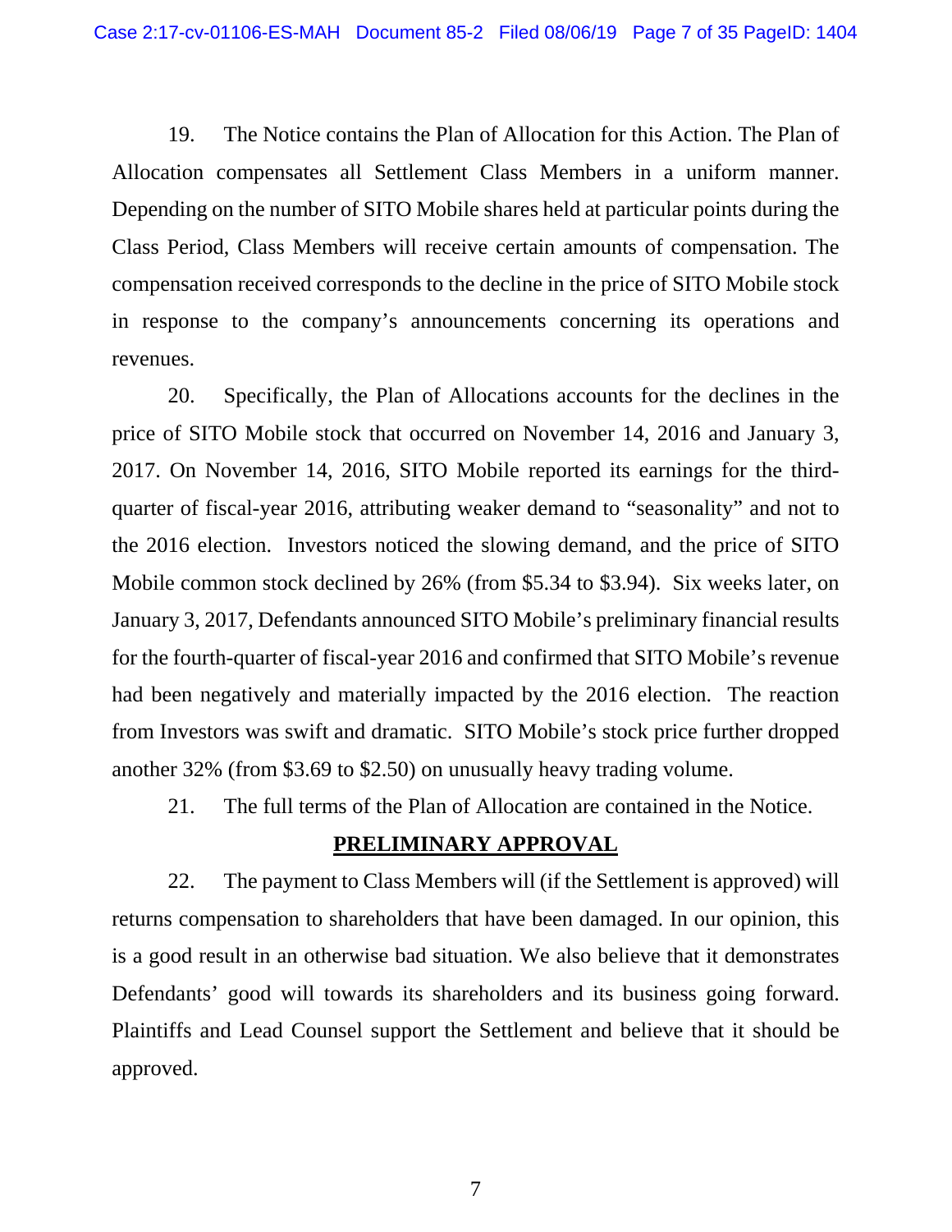19. The Notice contains the Plan of Allocation for this Action. The Plan of Allocation compensates all Settlement Class Members in a uniform manner. Depending on the number of SITO Mobile shares held at particular points during the Class Period, Class Members will receive certain amounts of compensation. The compensation received corresponds to the decline in the price of SITO Mobile stock in response to the company's announcements concerning its operations and revenues.

20. Specifically, the Plan of Allocations accounts for the declines in the price of SITO Mobile stock that occurred on November 14, 2016 and January 3, 2017. On November 14, 2016, SITO Mobile reported its earnings for the third-quarter of fiscal-year 2016, attributing weaker demand to "seasonality" and not to the 2016 election. Investors noticed the slowing demand, and the price of SITO Mobile common stock declined by 26% (from $5.34 to $3.94). Six weeks later, on January 3, 2017, Defendants announced SITO Mobile's preliminary financial results for the fourth-quarter of fiscal-year 2016 and confirmed that SITO Mobile's revenue had been negatively and materially impacted by the 2016 election. The reaction from Investors was swift and dramatic. SITO Mobile's stock price further dropped another 32% (from $3.69 to $2.50) on unusually heavy trading volume.

21. The full terms of the Plan of Allocation are contained in the Notice.

## PRELIMINARY APPROVAL

22. The payment to Class Members will (if the Settlement is approved) will returns compensation to shareholders that have been damaged. In our opinion, this is a good result in an otherwise bad situation. We also believe that it demonstrates Defendants' good will towards its shareholders and its business going forward. Plaintiffs and Lead Counsel support the Settlement and believe that it should be approved.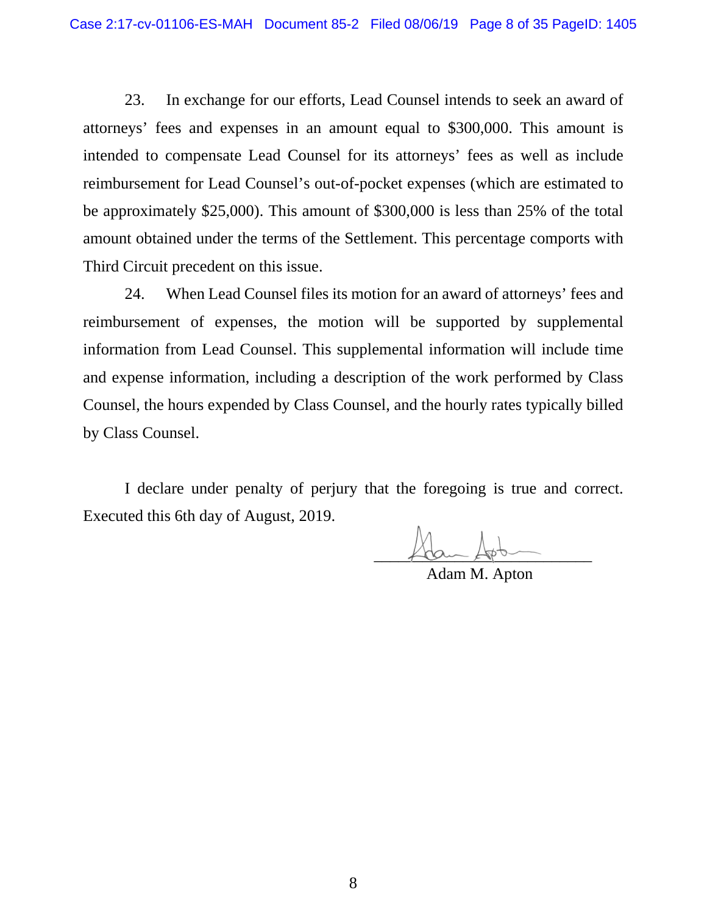23. In exchange for our efforts, Lead Counsel intends to seek an award of attorneys' fees and expenses in an amount equal to $300,000. This amount is intended to compensate Lead Counsel for its attorneys' fees as well as include reimbursement for Lead Counsel's out-of-pocket expenses (which are estimated to be approximately $25,000). This amount of $300,000 is less than 25% of the total amount obtained under the terms of the Settlement. This percentage comports with Third Circuit precedent on this issue.

24. When Lead Counsel files its motion for an award of attorneys' fees and reimbursement of expenses, the motion will be supported by supplemental information from Lead Counsel. This supplemental information will include time and expense information, including a description of the work performed by Class Counsel, the hours expended by Class Counsel, and the hourly rates typically billed by Class Counsel.

I declare under penalty of perjury that the foregoing is true and correct. Executed this 6th day of August, 2019.

Adam M. Apton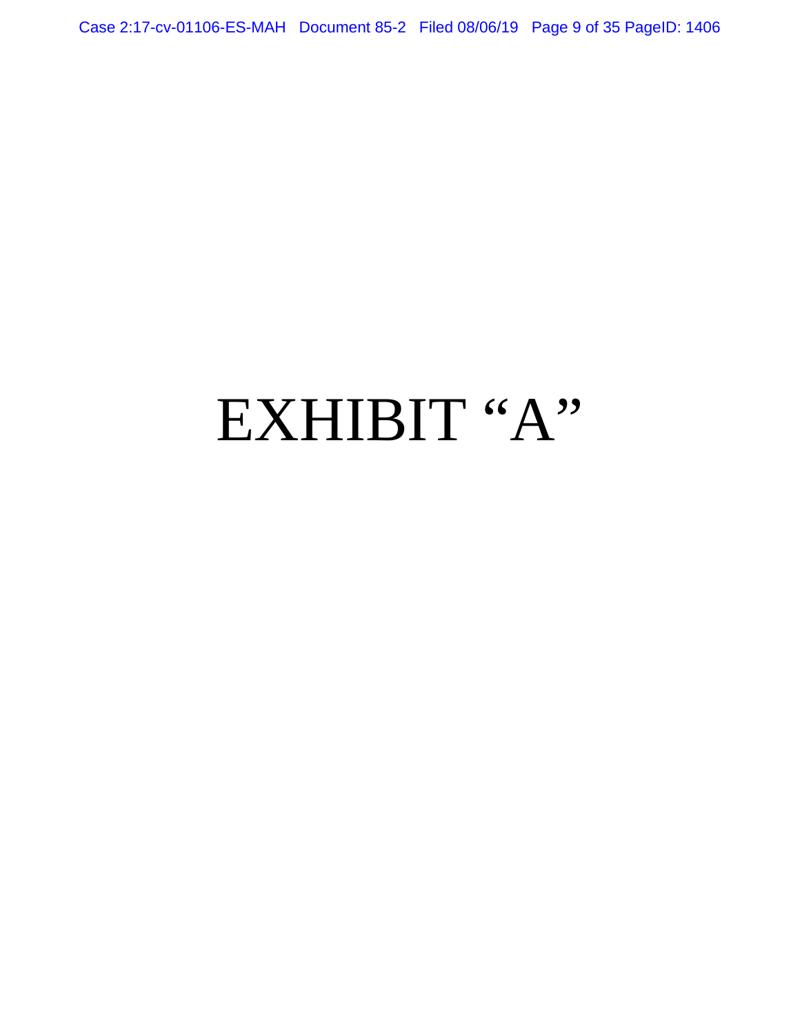# EXHIBIT "A"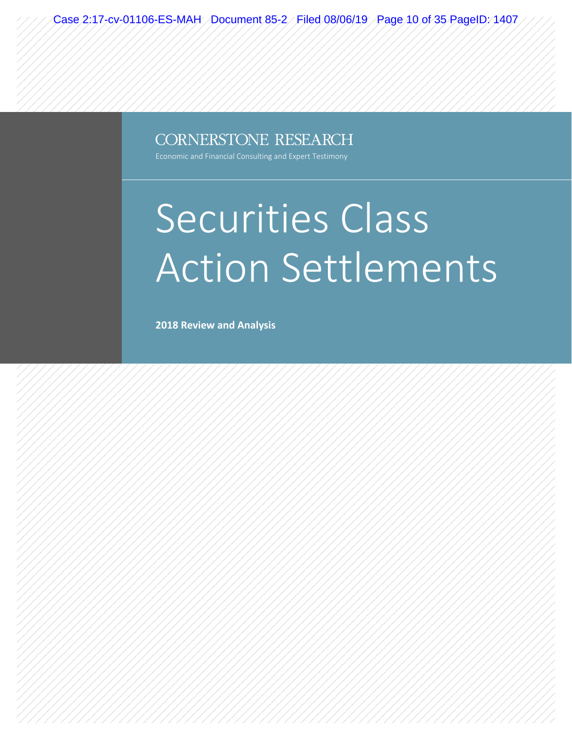CORNERSTONE RESEARCH

Economic and Financial Consulting and Expert Testimony

# Securities Class Action Settlements

**2018 Review and Analysis**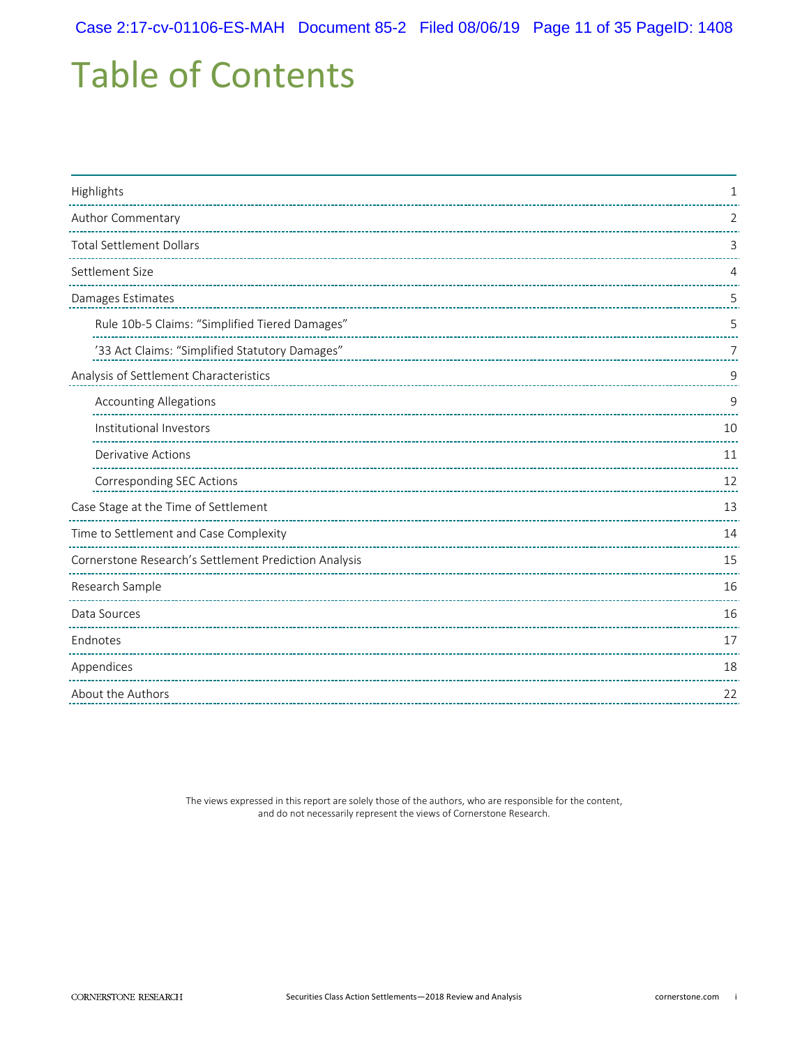# Table of Contents

| | |
|---|---|
| Highlights | 1 |
| Author Commentary | 2 |
| Total Settlement Dollars | 3 |
| Settlement Size | 4 |
| Damages Estimates | 5 |
| Rule 10b-5 Claims: "Simplified Tiered Damages" | 5 |
| '33 Act Claims: "Simplified Statutory Damages" | 7 |
| Analysis of Settlement Characteristics | 9 |
| Accounting Allegations | 9 |
| Institutional Investors | 10 |
| Derivative Actions | 11 |
| Corresponding SEC Actions | 12 |
| Case Stage at the Time of Settlement | 13 |
| Time to Settlement and Case Complexity | 14 |
| Cornerstone Research's Settlement Prediction Analysis | 15 |
| Research Sample | 16 |
| Data Sources | 16 |
| Endnotes | 17 |
| Appendices | 18 |
| About the Authors | 22 |

The views expressed in this report are solely those of the authors, who are responsible for the content, and do not necessarily represent the views of Cornerstone Research.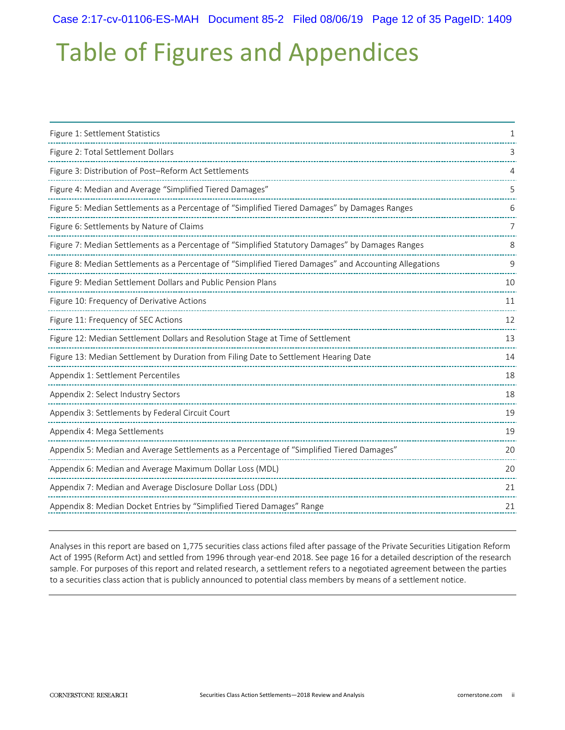# Table of Figures and Appendices

| | |
|---|---|
| Figure 1: Settlement Statistics | 1 |
| Figure 2: Total Settlement Dollars | 3 |
| Figure 3: Distribution of Post–Reform Act Settlements | 4 |
| Figure 4: Median and Average “Simplified Tiered Damages” | 5 |
| Figure 5: Median Settlements as a Percentage of “Simplified Tiered Damages” by Damages Ranges | 6 |
| Figure 6: Settlements by Nature of Claims | 7 |
| Figure 7: Median Settlements as a Percentage of “Simplified Statutory Damages” by Damages Ranges | 8 |
| Figure 8: Median Settlements as a Percentage of “Simplified Tiered Damages” and Accounting Allegations | 9 |
| Figure 9: Median Settlement Dollars and Public Pension Plans | 10 |
| Figure 10: Frequency of Derivative Actions | 11 |
| Figure 11: Frequency of SEC Actions | 12 |
| Figure 12: Median Settlement Dollars and Resolution Stage at Time of Settlement | 13 |
| Figure 13: Median Settlement by Duration from Filing Date to Settlement Hearing Date | 14 |
| Appendix 1: Settlement Percentiles | 18 |
| Appendix 2: Select Industry Sectors | 18 |
| Appendix 3: Settlements by Federal Circuit Court | 19 |
| Appendix 4: Mega Settlements | 19 |
| Appendix 5: Median and Average Settlements as a Percentage of “Simplified Tiered Damages” | 20 |
| Appendix 6: Median and Average Maximum Dollar Loss (MDL) | 20 |
| Appendix 7: Median and Average Disclosure Dollar Loss (DDL) | 21 |
| Appendix 8: Median Docket Entries by “Simplified Tiered Damages” Range | 21 |

Analyses in this report are based on 1,775 securities class actions filed after passage of the Private Securities Litigation Reform Act of 1995 (Reform Act) and settled from 1996 through year-end 2018. See page 16 for a detailed description of the research sample. For purposes of this report and related research, a settlement refers to a negotiated agreement between the parties to a securities class action that is publicly announced to potential class members by means of a settlement notice.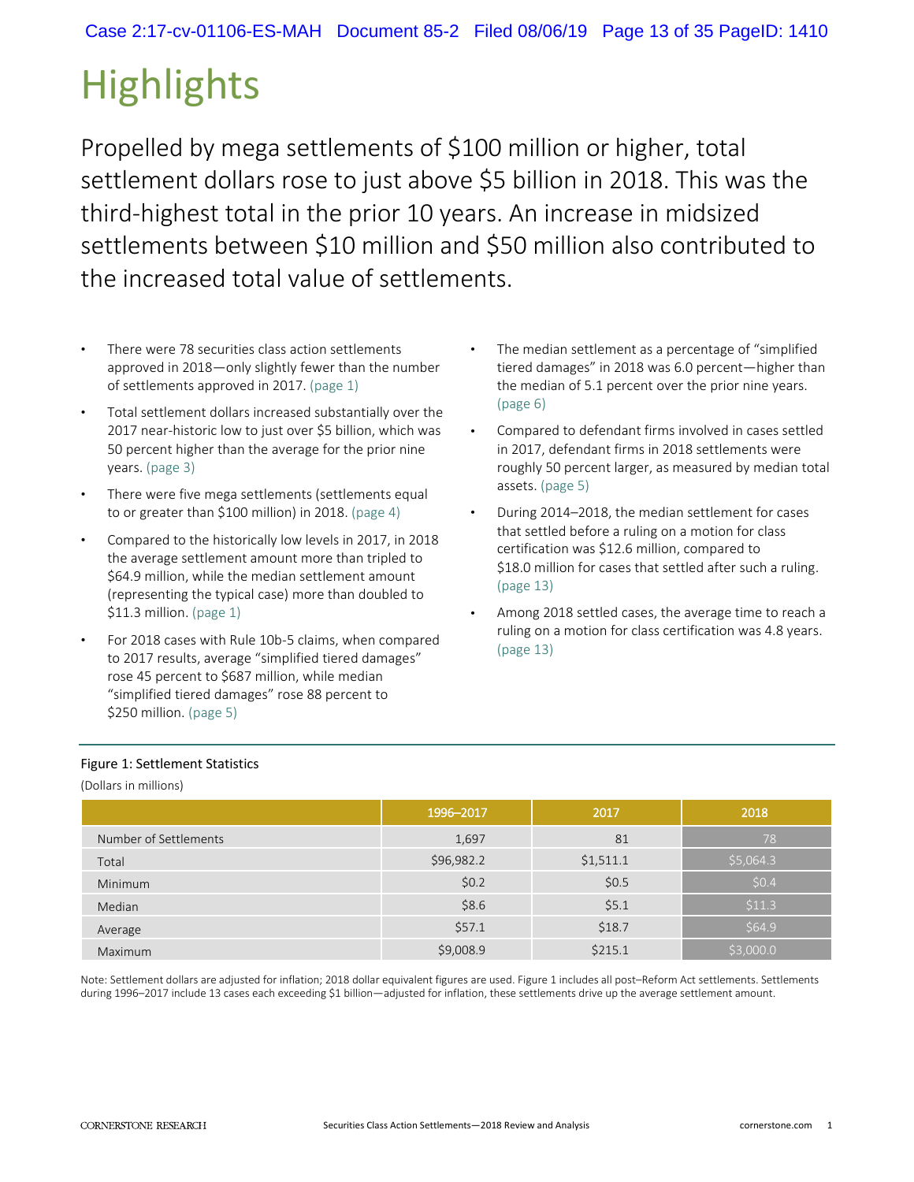# Highlights

Propelled by mega settlements of $100 million or higher, total settlement dollars rose to just above $5 billion in 2018. This was the third-highest total in the prior 10 years. An increase in midsized settlements between $10 million and $50 million also contributed to the increased total value of settlements.

- There were 78 securities class action settlements approved in 2018—only slightly fewer than the number of settlements approved in 2017. (page 1)
- Total settlement dollars increased substantially over the 2017 near-historic low to just over $5 billion, which was 50 percent higher than the average for the prior nine years. (page 3)
- There were five mega settlements (settlements equal to or greater than $100 million) in 2018. (page 4)
- Compared to the historically low levels in 2017, in 2018 the average settlement amount more than tripled to $64.9 million, while the median settlement amount (representing the typical case) more than doubled to $11.3 million. (page 1)
- For 2018 cases with Rule 10b-5 claims, when compared to 2017 results, average "simplified tiered damages" rose 45 percent to $687 million, while median "simplified tiered damages" rose 88 percent to $250 million. (page 5)
- The median settlement as a percentage of "simplified tiered damages" in 2018 was 6.0 percent—higher than the median of 5.1 percent over the prior nine years. (page 6)
- Compared to defendant firms involved in cases settled in 2017, defendant firms in 2018 settlements were roughly 50 percent larger, as measured by median total assets. (page 5)
- During 2014–2018, the median settlement for cases that settled before a ruling on a motion for class certification was $12.6 million, compared to $18.0 million for cases that settled after such a ruling. (page 13)
- Among 2018 settled cases, the average time to reach a ruling on a motion for class certification was 4.8 years. (page 13)

Figure 1: Settlement Statistics

(Dollars in millions)

| | 1996–2017 | 2017 | 2018 |
|---|---|---|---|
| Number of Settlements | 1,697 | 81 | 78 |
| Total | $96,982.2 | $1,511.1 | $5,064.3 |
| Minimum | $0.2 | $0.5 | $0.4 |
| Median | $8.6 | $5.1 | $11.3 |
| Average | $57.1 | $18.7 | $64.9 |
| Maximum | $9,008.9 | $215.1 | $3,000.0 |

Note: Settlement dollars are adjusted for inflation; 2018 dollar equivalent figures are used. Figure 1 includes all post–Reform Act settlements. Settlements during 1996–2017 include 13 cases each exceeding $1 billion—adjusted for inflation, these settlements drive up the average settlement amount.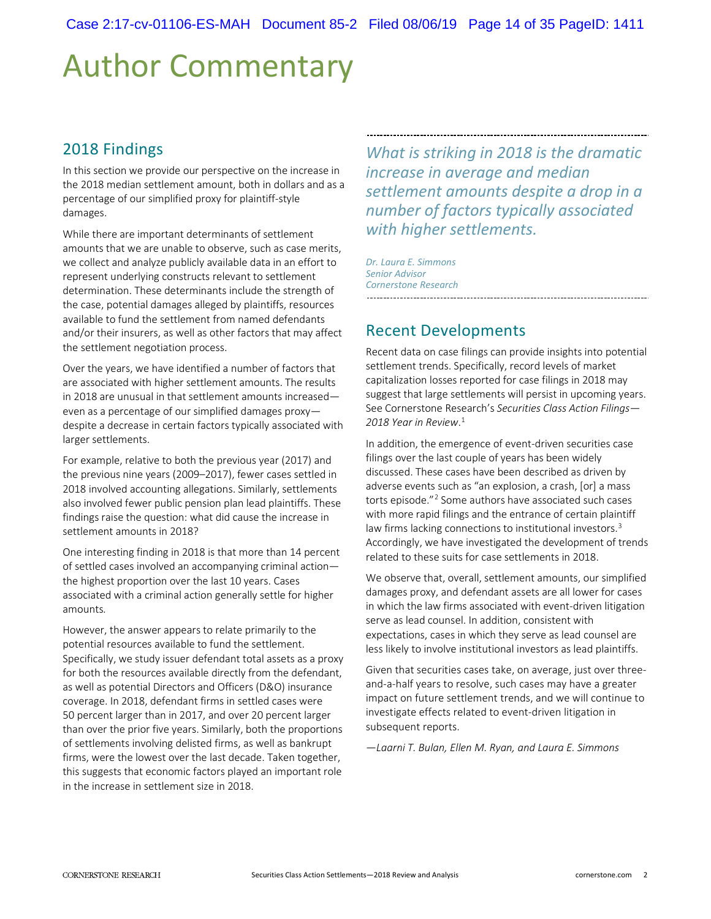# Author Commentary

## 2018 Findings

In this section we provide our perspective on the increase in the 2018 median settlement amount, both in dollars and as a percentage of our simplified proxy for plaintiff-style damages.

While there are important determinants of settlement amounts that we are unable to observe, such as case merits, we collect and analyze publicly available data in an effort to represent underlying constructs relevant to settlement determination. These determinants include the strength of the case, potential damages alleged by plaintiffs, resources available to fund the settlement from named defendants and/or their insurers, as well as other factors that may affect the settlement negotiation process.

Over the years, we have identified a number of factors that are associated with higher settlement amounts. The results in 2018 are unusual in that settlement amounts increased—even as a percentage of our simplified damages proxy—despite a decrease in certain factors typically associated with larger settlements.

For example, relative to both the previous year (2017) and the previous nine years (2009–2017), fewer cases settled in 2018 involved accounting allegations. Similarly, settlements also involved fewer public pension plan lead plaintiffs. These findings raise the question: what did cause the increase in settlement amounts in 2018?

One interesting finding in 2018 is that more than 14 percent of settled cases involved an accompanying criminal action—the highest proportion over the last 10 years. Cases associated with a criminal action generally settle for higher amounts.

However, the answer appears to relate primarily to the potential resources available to fund the settlement. Specifically, we study issuer defendant total assets as a proxy for both the resources available directly from the defendant, as well as potential Directors and Officers (D&O) insurance coverage. In 2018, defendant firms in settled cases were 50 percent larger than in 2017, and over 20 percent larger than over the prior five years. Similarly, both the proportions of settlements involving delisted firms, as well as bankrupt firms, were the lowest over the last decade. Taken together, this suggests that economic factors played an important role in the increase in settlement size in 2018.

*What is striking in 2018 is the dramatic increase in average and median settlement amounts despite a drop in a number of factors typically associated with higher settlements.*

*Dr. Laura E. Simmons*
*Senior Advisor*
*Cornerstone Research*

## Recent Developments

Recent data on case filings can provide insights into potential settlement trends. Specifically, record levels of market capitalization losses reported for case filings in 2018 may suggest that large settlements will persist in upcoming years. See Cornerstone Research's *Securities Class Action Filings—2018 Year in Review*.[1]

In addition, the emergence of event-driven securities case filings over the last couple of years has been widely discussed. These cases have been described as driven by adverse events such as "an explosion, a crash, [or] a mass torts episode."[2] Some authors have associated such cases with more rapid filings and the entrance of certain plaintiff law firms lacking connections to institutional investors.[3] Accordingly, we have investigated the development of trends related to these suits for case settlements in 2018.

We observe that, overall, settlement amounts, our simplified damages proxy, and defendant assets are all lower for cases in which the law firms associated with event-driven litigation serve as lead counsel. In addition, consistent with expectations, cases in which they serve as lead counsel are less likely to involve institutional investors as lead plaintiffs.

Given that securities cases take, on average, just over three-and-a-half years to resolve, such cases may have a greater impact on future settlement trends, and we will continue to investigate effects related to event-driven litigation in subsequent reports.

*—Laarni T. Bulan, Ellen M. Ryan, and Laura E. Simmons*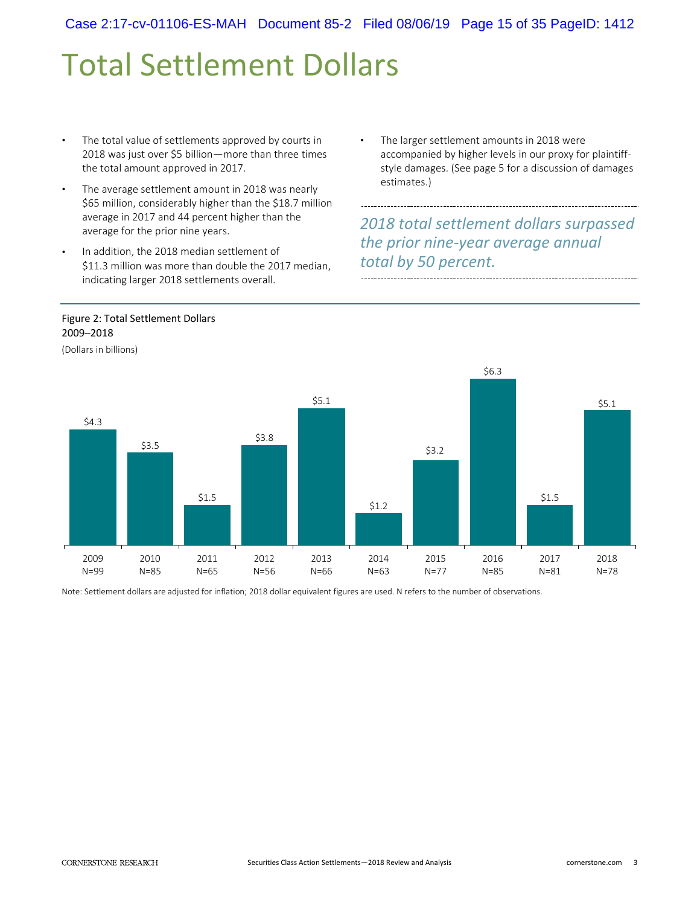# Total Settlement Dollars

- The total value of settlements approved by courts in 2018 was just over $5 billion—more than three times the total amount approved in 2017.
- The average settlement amount in 2018 was nearly $65 million, considerably higher than the $18.7 million average in 2017 and 44 percent higher than the average for the prior nine years.
- In addition, the 2018 median settlement of $11.3 million was more than double the 2017 median, indicating larger 2018 settlements overall.
- The larger settlement amounts in 2018 were accompanied by higher levels in our proxy for plaintiff-style damages. (See page 5 for a discussion of damages estimates.)

*2018 total settlement dollars surpassed the prior nine-year average annual total by 50 percent.*

Figure 2: Total Settlement Dollars
2009–2018

(Dollars in billions)

| Year | 2009 | 2010 | 2011 | 2012 | 2013 | 2014 | 2015 | 2016 | 2017 | 2018 |
|---|---|---|---|---|---|---|---|---|---|---|
| N | N=99 | N=85 | N=65 | N=56 | N=66 | N=63 | N=77 | N=85 | N=81 | N=78 |
| Total | $4.3 | $3.5 | $1.5 | $3.8 | $5.1 | $1.2 | $3.2 | $6.3 | $1.5 | $5.1 |

Note: Settlement dollars are adjusted for inflation; 2018 dollar equivalent figures are used. N refers to the number of observations.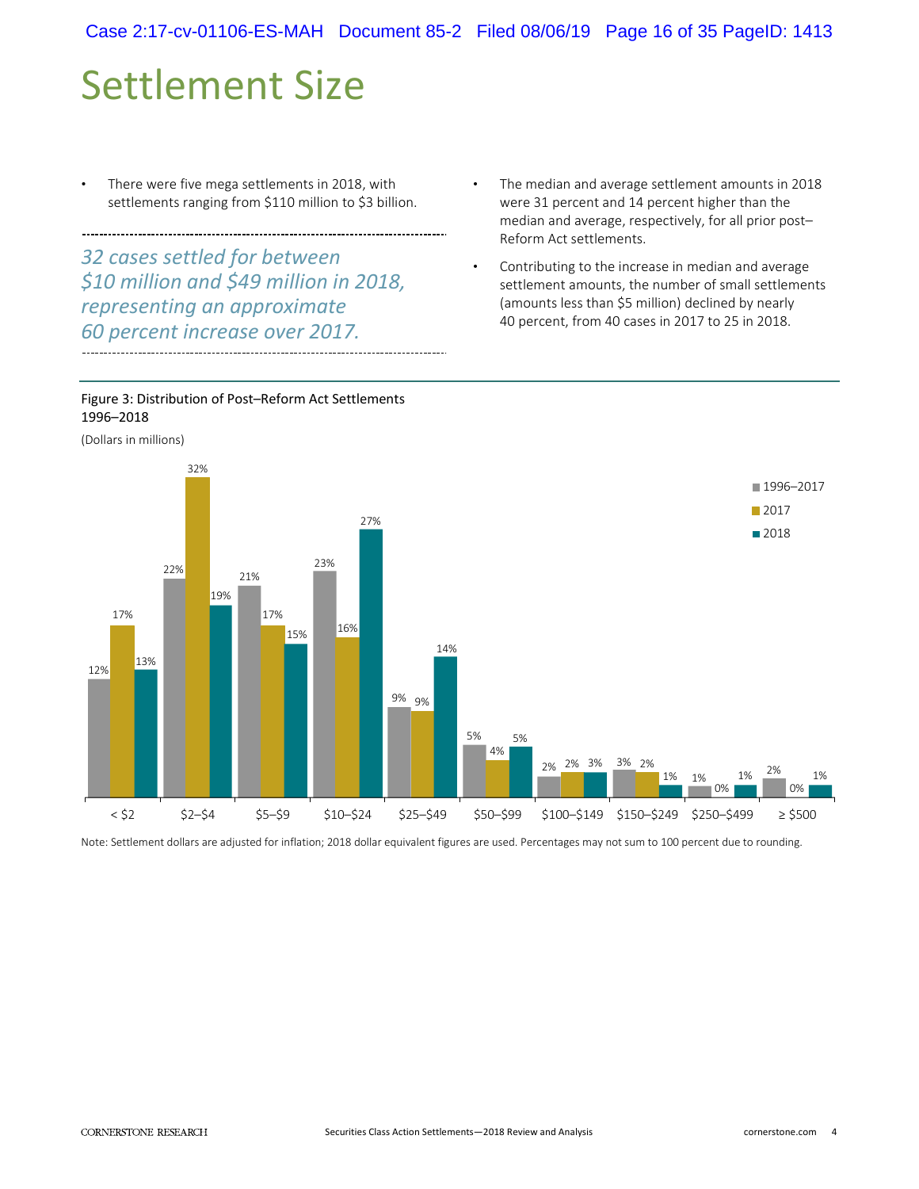# Settlement Size

- There were five mega settlements in 2018, with settlements ranging from $110 million to $3 billion.

*32 cases settled for between $10 million and $49 million in 2018, representing an approximate 60 percent increase over 2017.*

- The median and average settlement amounts in 2018 were 31 percent and 14 percent higher than the median and average, respectively, for all prior post–Reform Act settlements.
- Contributing to the increase in median and average settlement amounts, the number of small settlements (amounts less than $5 million) declined by nearly 40 percent, from 40 cases in 2017 to 25 in 2018.

Figure 3: Distribution of Post–Reform Act Settlements 1996–2018

(Dollars in millions)

| | 1996–2017 | 2017 | 2018 |
|---|---|---|---|
| < $2 | 12% | 17% | 13% |
| $2–$4 | 22% | 32% | 19% |
| $5–$9 | 21% | 17% | 15% |
| $10–$24 | 23% | 16% | 27% |
| $25–$49 | 9% | 9% | 14% |
| $50–$99 | 5% | 4% | 5% |
| $100–$149 | 2% | 2% | 3% |
| $150–$249 | 3% | 2% | 1% |
| $250–$499 | 1% | 0% | 1% |
| ≥ $500 | 2% | 0% | 1% |

Note: Settlement dollars are adjusted for inflation; 2018 dollar equivalent figures are used. Percentages may not sum to 100 percent due to rounding.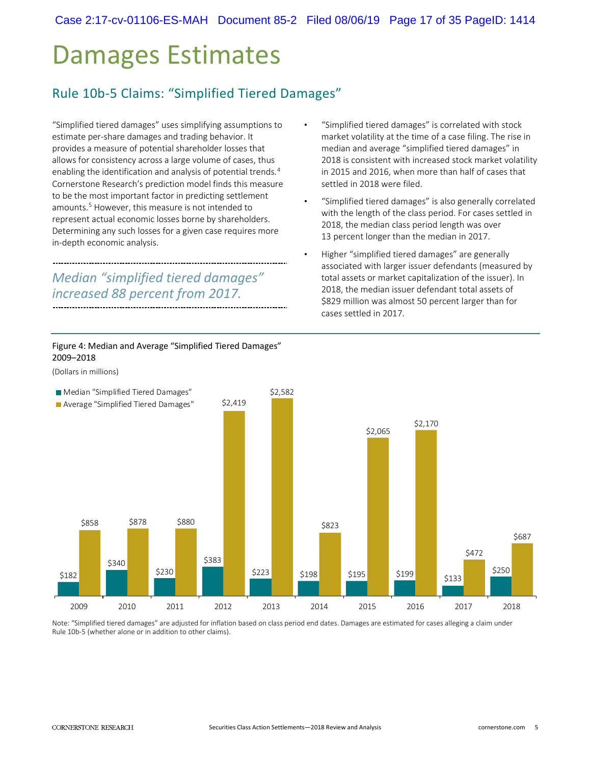# Damages Estimates

## Rule 10b-5 Claims: "Simplified Tiered Damages"

"Simplified tiered damages" uses simplifying assumptions to estimate per-share damages and trading behavior. It provides a measure of potential shareholder losses that allows for consistency across a large volume of cases, thus enabling the identification and analysis of potential trends.[4] Cornerstone Research's prediction model finds this measure to be the most important factor in predicting settlement amounts.[5] However, this measure is not intended to represent actual economic losses borne by shareholders. Determining any such losses for a given case requires more in-depth economic analysis.

*Median "simplified tiered damages" increased 88 percent from 2017.*

- "Simplified tiered damages" is correlated with stock market volatility at the time of a case filing. The rise in median and average "simplified tiered damages" in 2018 is consistent with increased stock market volatility in 2015 and 2016, when more than half of cases that settled in 2018 were filed.
- "Simplified tiered damages" is also generally correlated with the length of the class period. For cases settled in 2018, the median class period length was over 13 percent longer than the median in 2017.
- Higher "simplified tiered damages" are generally associated with larger issuer defendants (measured by total assets or market capitalization of the issuer). In 2018, the median issuer defendant total assets of $829 million was almost 50 percent larger than for cases settled in 2017.

Figure 4: Median and Average "Simplified Tiered Damages" 2009–2018

(Dollars in millions)

| Year | Median "Simplified Tiered Damages" | Average "Simplified Tiered Damages" |
|---|---|---|
| 2009 | $182 | $858 |
| 2010 | $340 | $878 |
| 2011 | $230 | $880 |
| 2012 | $383 | $2,419 |
| 2013 | $223 | $2,582 |
| 2014 | $198 | $823 |
| 2015 | $195 | $2,065 |
| 2016 | $199 | $2,170 |
| 2017 | $133 | $472 |
| 2018 | $250 | $687 |

Note: "Simplified tiered damages" are adjusted for inflation based on class period end dates. Damages are estimated for cases alleging a claim under Rule 10b-5 (whether alone or in addition to other claims).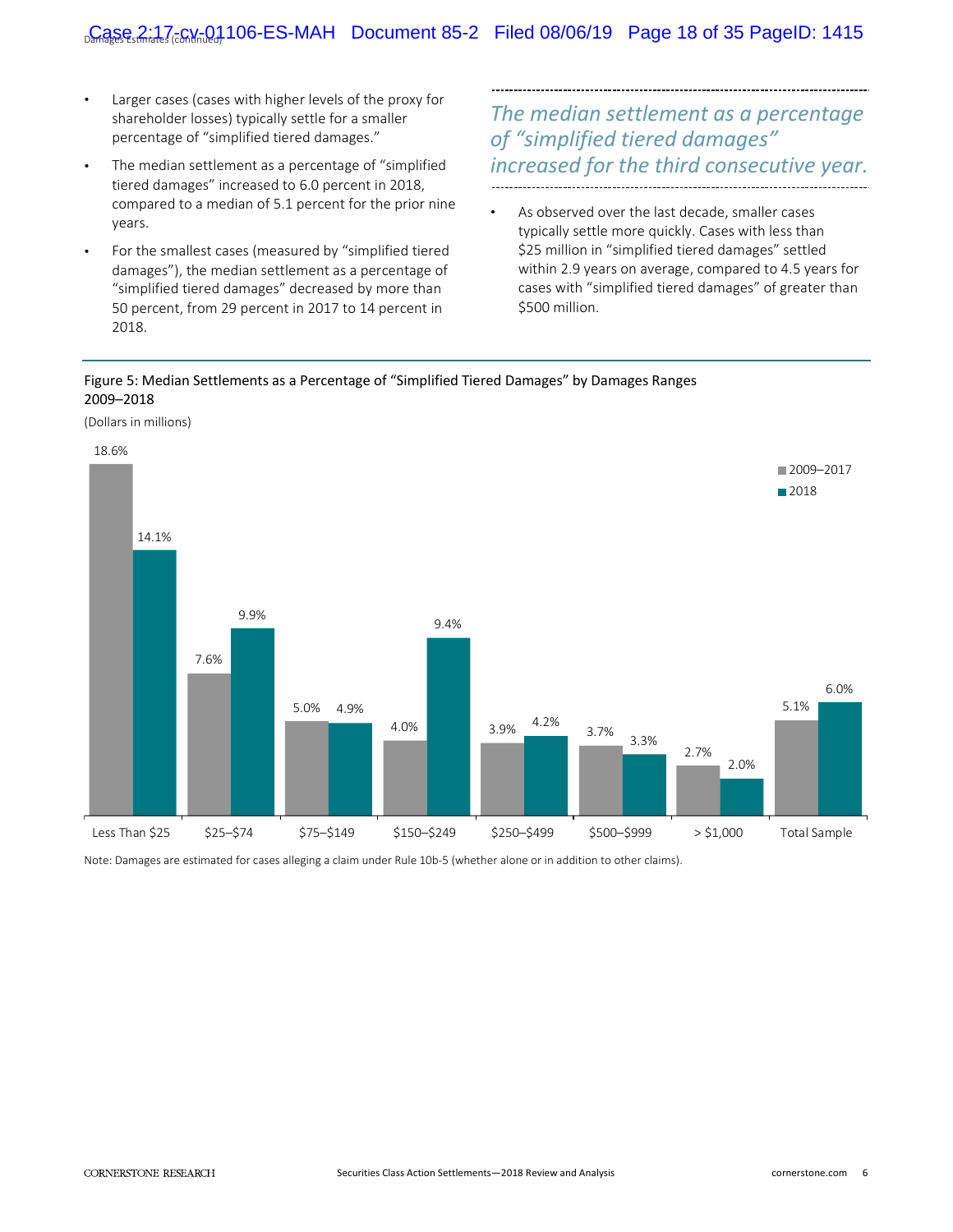- Larger cases (cases with higher levels of the proxy for shareholder losses) typically settle for a smaller percentage of "simplified tiered damages."
- The median settlement as a percentage of "simplified tiered damages" increased to 6.0 percent in 2018, compared to a median of 5.1 percent for the prior nine years.
- For the smallest cases (measured by "simplified tiered damages"), the median settlement as a percentage of "simplified tiered damages" decreased by more than 50 percent, from 29 percent in 2017 to 14 percent in 2018.

*The median settlement as a percentage of "simplified tiered damages" increased for the third consecutive year.*

- As observed over the last decade, smaller cases typically settle more quickly. Cases with less than $25 million in "simplified tiered damages" settled within 2.9 years on average, compared to 4.5 years for cases with "simplified tiered damages" of greater than $500 million.

Figure 5: Median Settlements as a Percentage of "Simplified Tiered Damages" by Damages Ranges 2009–2018

(Dollars in millions)

| Damages Range | 2009–2017 | 2018 |
|---|---|---|
| Less Than $25 | 18.6% | 14.1% |
| $25–$74 | 7.6% | 9.9% |
| $75–$149 | 5.0% | 4.9% |
| $150–$249 | 4.0% | 9.4% |
| $250–$499 | 3.9% | 4.2% |
| $500–$999 | 3.7% | 3.3% |
| > $1,000 | 2.7% | 2.0% |
| Total Sample | 5.1% | 6.0% |

Note: Damages are estimated for cases alleging a claim under Rule 10b-5 (whether alone or in addition to other claims).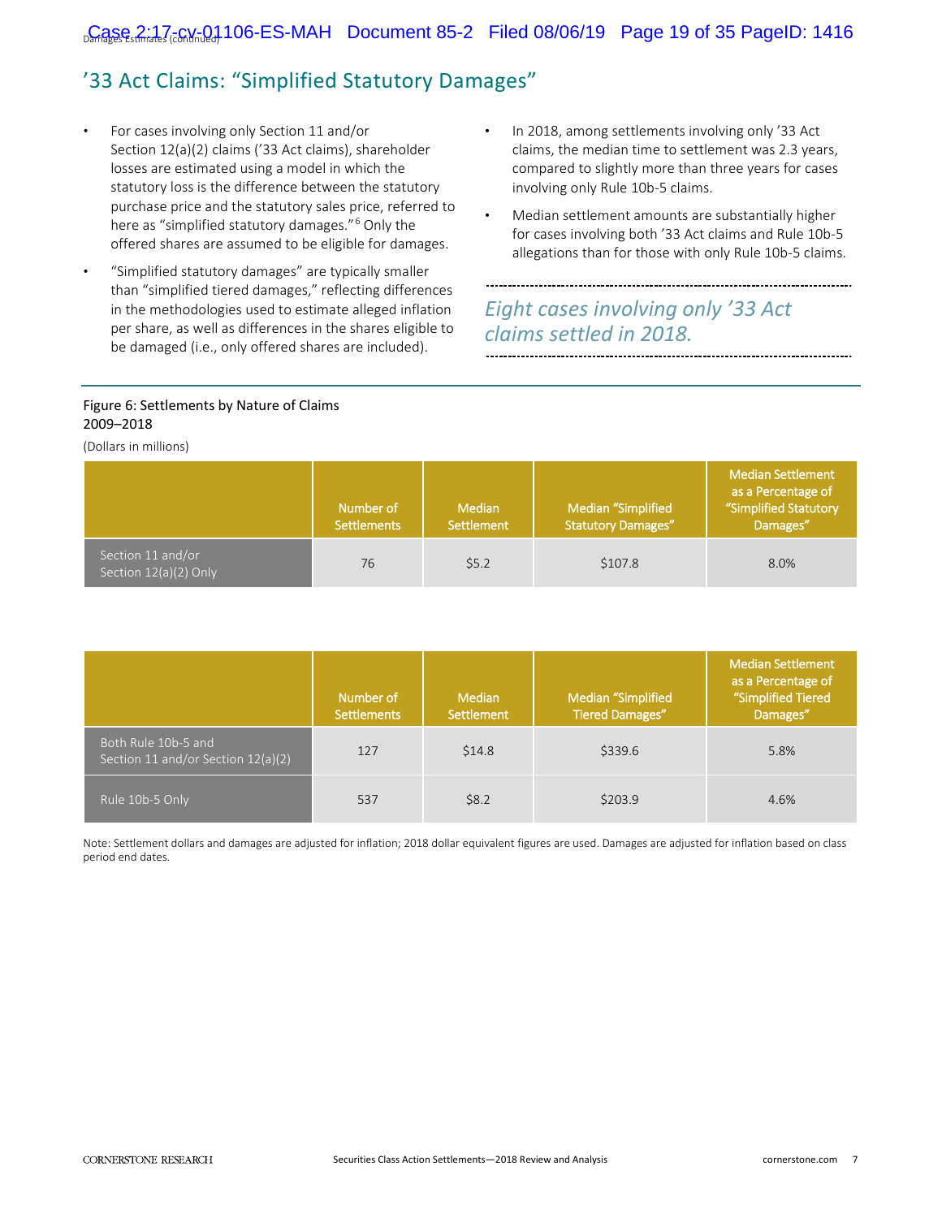## ’33 Act Claims: “Simplified Statutory Damages”

- For cases involving only Section 11 and/or Section 12(a)(2) claims (’33 Act claims), shareholder losses are estimated using a model in which the statutory loss is the difference between the statutory purchase price and the statutory sales price, referred to here as “simplified statutory damages.”[6] Only the offered shares are assumed to be eligible for damages.
- “Simplified statutory damages” are typically smaller than “simplified tiered damages,” reflecting differences in the methodologies used to estimate alleged inflation per share, as well as differences in the shares eligible to be damaged (i.e., only offered shares are included).
- In 2018, among settlements involving only ’33 Act claims, the median time to settlement was 2.3 years, compared to slightly more than three years for cases involving only Rule 10b-5 claims.
- Median settlement amounts are substantially higher for cases involving both ’33 Act claims and Rule 10b-5 allegations than for those with only Rule 10b-5 claims.

*Eight cases involving only ’33 Act claims settled in 2018.*

Figure 6: Settlements by Nature of Claims
2009–2018

(Dollars in millions)

| | Number of Settlements | Median Settlement | Median “Simplified Statutory Damages” | Median Settlement as a Percentage of “Simplified Statutory Damages” |
|---|---|---|---|---|
| Section 11 and/or Section 12(a)(2) Only | 76 | $5.2 | $107.8 | 8.0% |

| | Number of Settlements | Median Settlement | Median “Simplified Tiered Damages” | Median Settlement as a Percentage of “Simplified Tiered Damages” |
|---|---|---|---|---|
| Both Rule 10b-5 and Section 11 and/or Section 12(a)(2) | 127 | $14.8 | $339.6 | 5.8% |
| Rule 10b-5 Only | 537 | $8.2 | $203.9 | 4.6% |

Note: Settlement dollars and damages are adjusted for inflation; 2018 dollar equivalent figures are used. Damages are adjusted for inflation based on class period end dates.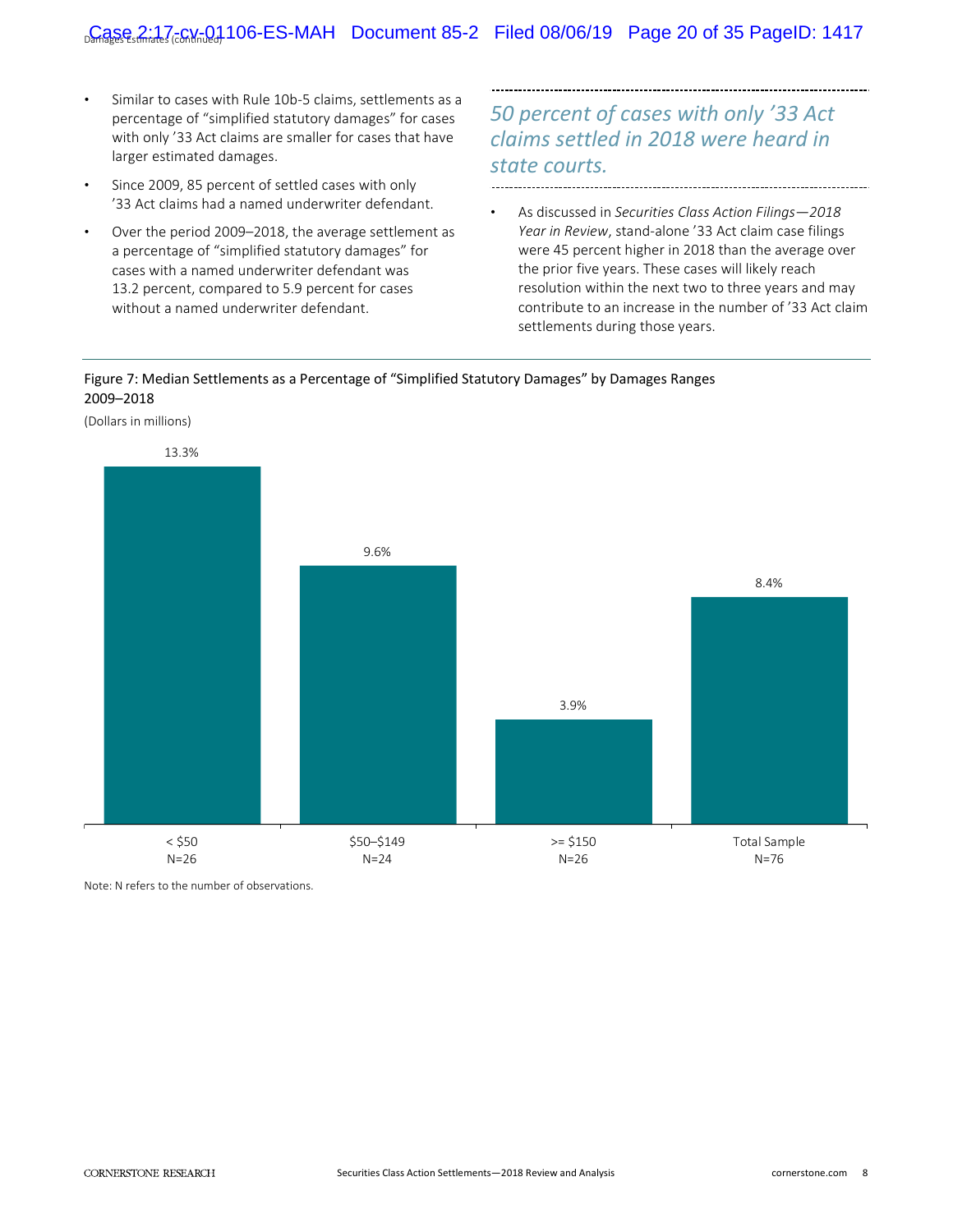- Similar to cases with Rule 10b-5 claims, settlements as a percentage of "simplified statutory damages" for cases with only '33 Act claims are smaller for cases that have larger estimated damages.
- Since 2009, 85 percent of settled cases with only '33 Act claims had a named underwriter defendant.
- Over the period 2009–2018, the average settlement as a percentage of "simplified statutory damages" for cases with a named underwriter defendant was 13.2 percent, compared to 5.9 percent for cases without a named underwriter defendant.

*50 percent of cases with only '33 Act claims settled in 2018 were heard in state courts.*

- As discussed in *Securities Class Action Filings—2018 Year in Review*, stand-alone '33 Act claim case filings were 45 percent higher in 2018 than the average over the prior five years. These cases will likely reach resolution within the next two to three years and may contribute to an increase in the number of '33 Act claim settlements during those years.

Figure 7: Median Settlements as a Percentage of "Simplified Statutory Damages" by Damages Ranges 2009–2018

(Dollars in millions)

| Damages Range | Median Settlement (%) | N |
|---|---|---|
| < $50 | 13.3% | N=26 |
| $50–$149 | 9.6% | N=24 |
| >= $150 | 3.9% | N=26 |
| Total Sample | 8.4% | N=76 |

Note: N refers to the number of observations.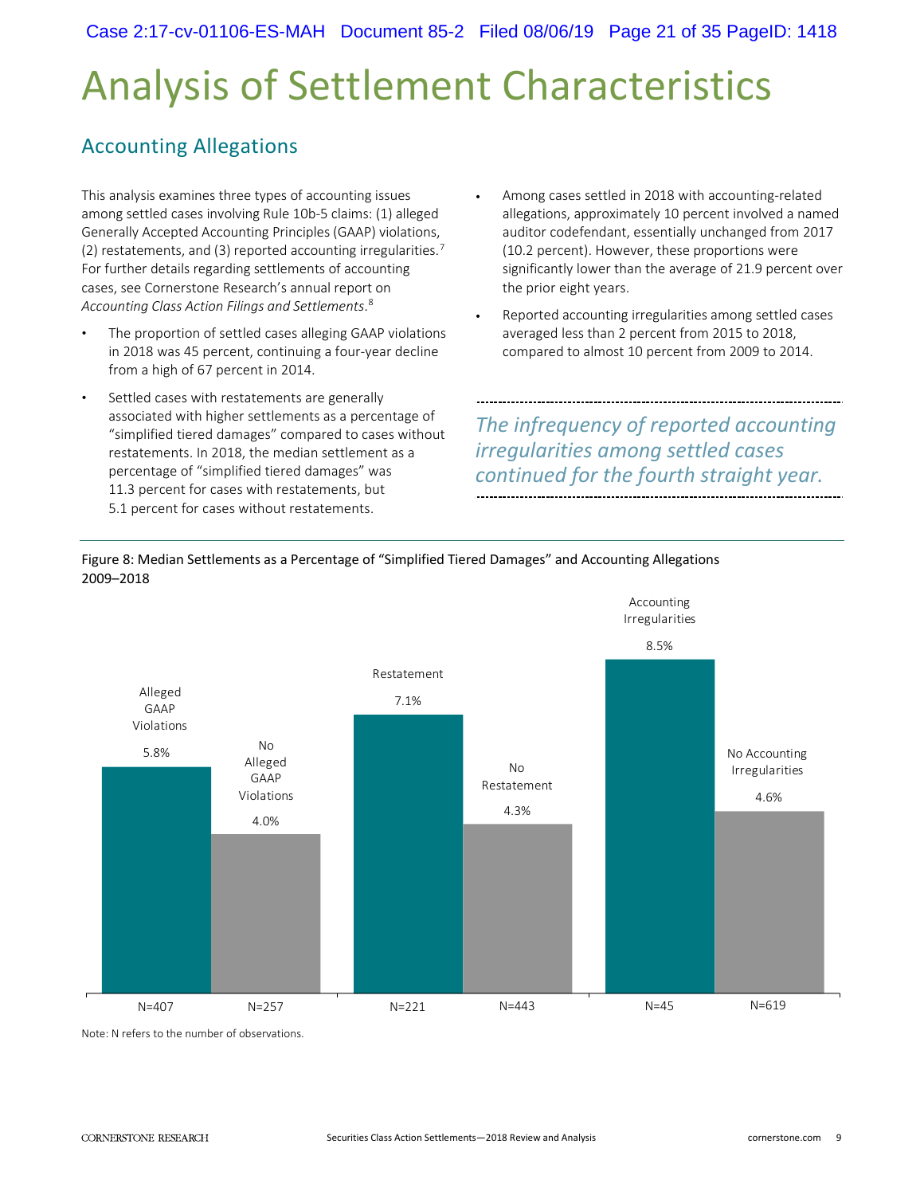# Analysis of Settlement Characteristics

## Accounting Allegations

This analysis examines three types of accounting issues among settled cases involving Rule 10b-5 claims: (1) alleged Generally Accepted Accounting Principles (GAAP) violations, (2) restatements, and (3) reported accounting irregularities.[7] For further details regarding settlements of accounting cases, see Cornerstone Research's annual report on *Accounting Class Action Filings and Settlements*.[8]

- The proportion of settled cases alleging GAAP violations in 2018 was 45 percent, continuing a four-year decline from a high of 67 percent in 2014.
- Settled cases with restatements are generally associated with higher settlements as a percentage of "simplified tiered damages" compared to cases without restatements. In 2018, the median settlement as a percentage of "simplified tiered damages" was 11.3 percent for cases with restatements, but 5.1 percent for cases without restatements.
- Among cases settled in 2018 with accounting-related allegations, approximately 10 percent involved a named auditor codefendant, essentially unchanged from 2017 (10.2 percent). However, these proportions were significantly lower than the average of 21.9 percent over the prior eight years.
- Reported accounting irregularities among settled cases averaged less than 2 percent from 2015 to 2018, compared to almost 10 percent from 2009 to 2014.

*The infrequency of reported accounting irregularities among settled cases continued for the fourth straight year.*

Figure 8: Median Settlements as a Percentage of "Simplified Tiered Damages" and Accounting Allegations 2009–2018

| Category | Median Settlement | N |
|---|---|---|
| Alleged GAAP Violations | 5.8% | N=407 |
| No Alleged GAAP Violations | 4.0% | N=257 |
| Restatement | 7.1% | N=221 |
| No Restatement | 4.3% | N=443 |
| Accounting Irregularities | 8.5% | N=45 |
| No Accounting Irregularities | 4.6% | N=619 |

Note: N refers to the number of observations.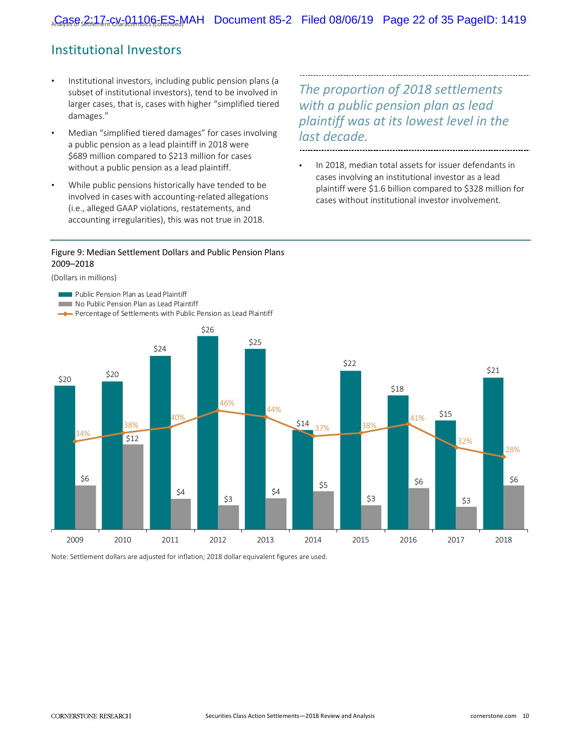## Institutional Investors

- Institutional investors, including public pension plans (a subset of institutional investors), tend to be involved in larger cases, that is, cases with higher "simplified tiered damages."
- Median "simplified tiered damages" for cases involving a public pension as a lead plaintiff in 2018 were $689 million compared to $213 million for cases without a public pension as a lead plaintiff.
- While public pensions historically have tended to be involved in cases with accounting-related allegations (i.e., alleged GAAP violations, restatements, and accounting irregularities), this was not true in 2018.

*The proportion of 2018 settlements with a public pension plan as lead plaintiff was at its lowest level in the last decade.*

- In 2018, median total assets for issuer defendants in cases involving an institutional investor as a lead plaintiff were $1.6 billion compared to $328 million for cases without institutional investor involvement.

Figure 9: Median Settlement Dollars and Public Pension Plans 2009–2018

(Dollars in millions)

| Year | Public Pension Plan as Lead Plaintiff | No Public Pension Plan as Lead Plaintiff | Percentage of Settlements with Public Pension as Lead Plaintiff |
|---|---|---|---|
| 2009 | $20 | $6 | 34% |
| 2010 | $20 | $12 | 38% |
| 2011 | $24 | $4 | 40% |
| 2012 | $26 | $3 | 46% |
| 2013 | $25 | $4 | 44% |
| 2014 | $14 | $5 | 37% |
| 2015 | $22 | $3 | 38% |
| 2016 | $18 | $6 | 41% |
| 2017 | $15 | $3 | 32% |
| 2018 | $21 | $6 | 28% |

Note: Settlement dollars are adjusted for inflation; 2018 dollar equivalent figures are used.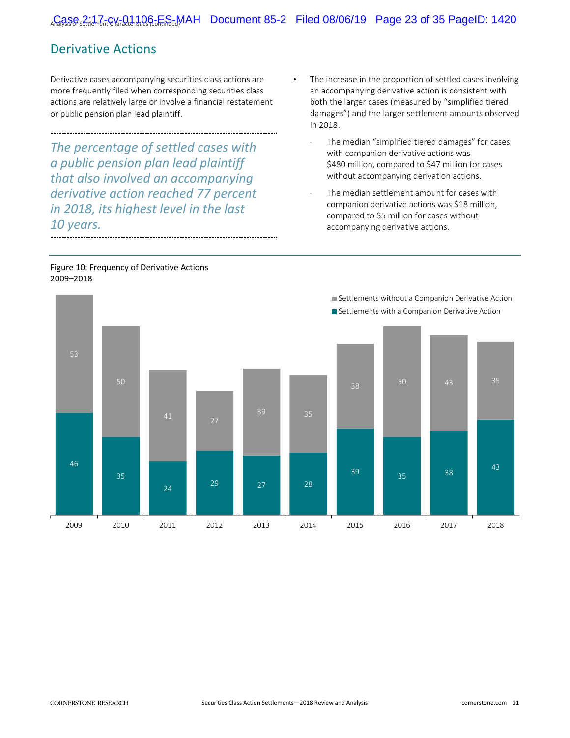## Derivative Actions

Derivative cases accompanying securities class actions are more frequently filed when corresponding securities class actions are relatively large or involve a financial restatement or public pension plan lead plaintiff.

*The percentage of settled cases with a public pension plan lead plaintiff that also involved an accompanying derivative action reached 77 percent in 2018, its highest level in the last 10 years.*

- The increase in the proportion of settled cases involving an accompanying derivative action is consistent with both the larger cases (measured by "simplified tiered damages") and the larger settlement amounts observed in 2018.
  - The median "simplified tiered damages" for cases with companion derivative actions was $480 million, compared to $47 million for cases without accompanying derivation actions.
  - The median settlement amount for cases with companion derivative actions was $18 million, compared to $5 million for cases without accompanying derivative actions.

Figure 10: Frequency of Derivative Actions
2009–2018

| Year | Settlements with a Companion Derivative Action | Settlements without a Companion Derivative Action |
|---|---|---|
| 2009 | 46 | 53 |
| 2010 | 35 | 50 |
| 2011 | 24 | 41 |
| 2012 | 29 | 27 |
| 2013 | 27 | 39 |
| 2014 | 28 | 35 |
| 2015 | 39 | 38 |
| 2016 | 35 | 50 |
| 2017 | 38 | 43 |
| 2018 | 43 | 35 |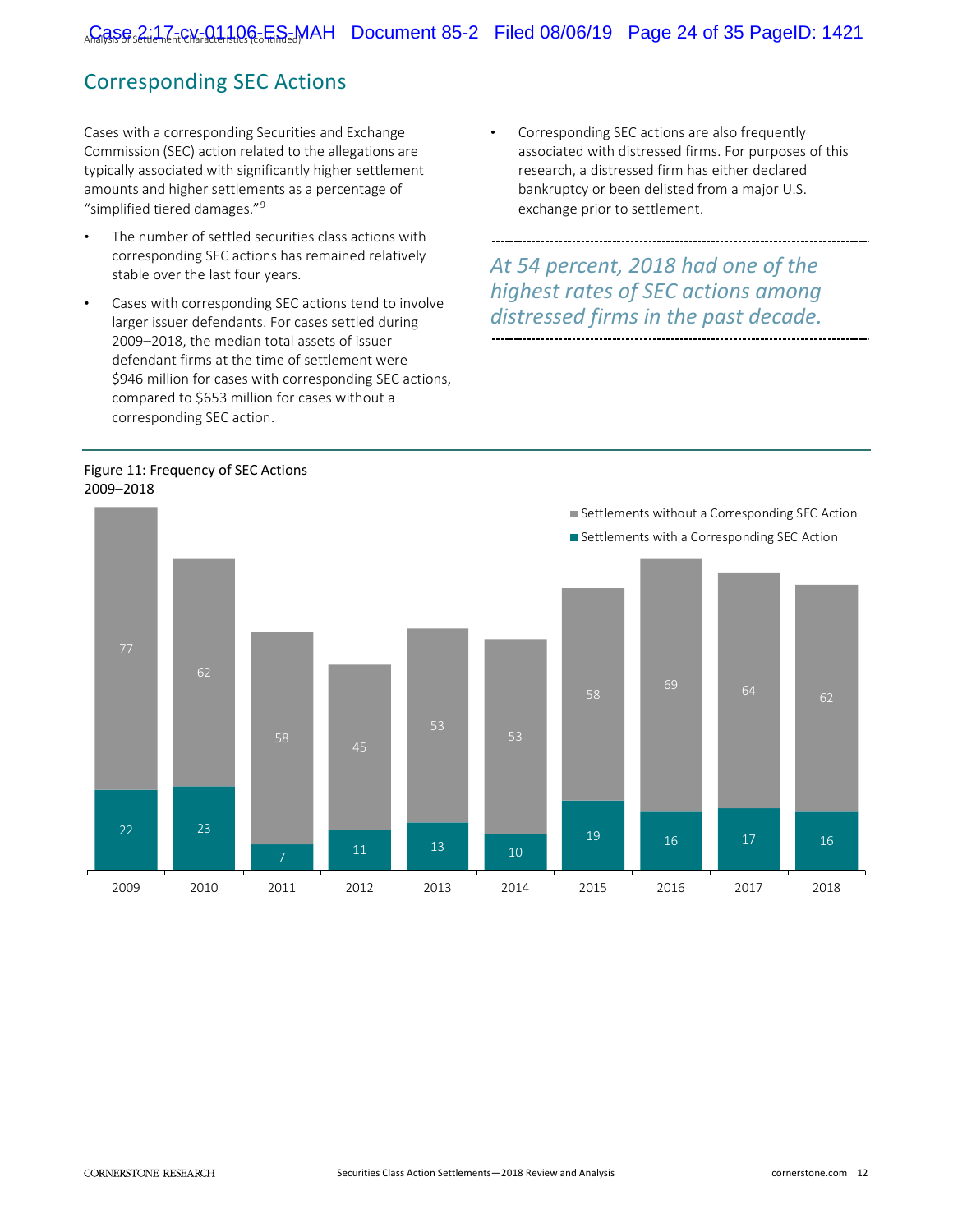## Corresponding SEC Actions

Cases with a corresponding Securities and Exchange Commission (SEC) action related to the allegations are typically associated with significantly higher settlement amounts and higher settlements as a percentage of "simplified tiered damages."[9]

- The number of settled securities class actions with corresponding SEC actions has remained relatively stable over the last four years.
- Cases with corresponding SEC actions tend to involve larger issuer defendants. For cases settled during 2009–2018, the median total assets of issuer defendant firms at the time of settlement were $946 million for cases with corresponding SEC actions, compared to $653 million for cases without a corresponding SEC action.
- Corresponding SEC actions are also frequently associated with distressed firms. For purposes of this research, a distressed firm has either declared bankruptcy or been delisted from a major U.S. exchange prior to settlement.

*At 54 percent, 2018 had one of the highest rates of SEC actions among distressed firms in the past decade.*

Figure 11: Frequency of SEC Actions
2009–2018

| Year | Settlements with a Corresponding SEC Action | Settlements without a Corresponding SEC Action |
|---|---|---|
| 2009 | 22 | 77 |
| 2010 | 23 | 62 |
| 2011 | 7 | 58 |
| 2012 | 11 | 45 |
| 2013 | 13 | 53 |
| 2014 | 10 | 53 |
| 2015 | 19 | 58 |
| 2016 | 16 | 69 |
| 2017 | 17 | 64 |
| 2018 | 16 | 62 |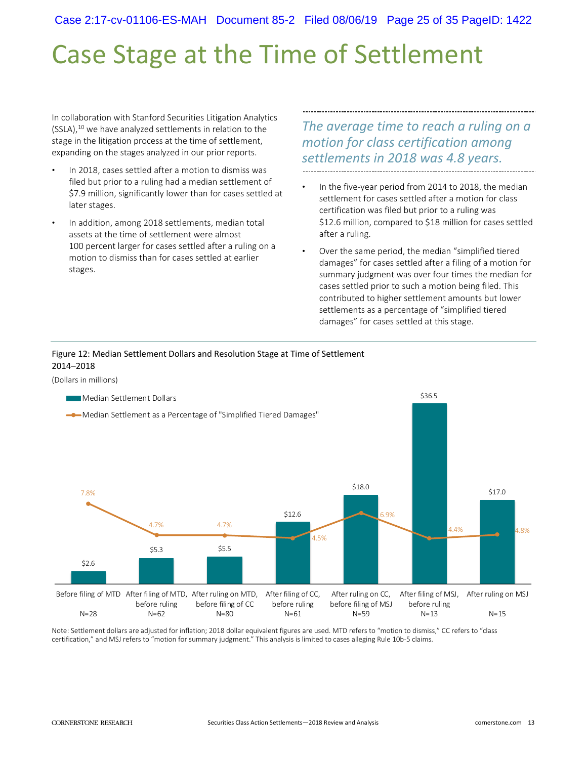# Case Stage at the Time of Settlement

In collaboration with Stanford Securities Litigation Analytics (SSLA),[10] we have analyzed settlements in relation to the stage in the litigation process at the time of settlement, expanding on the stages analyzed in our prior reports.

- In 2018, cases settled after a motion to dismiss was filed but prior to a ruling had a median settlement of $7.9 million, significantly lower than for cases settled at later stages.
- In addition, among 2018 settlements, median total assets at the time of settlement were almost 100 percent larger for cases settled after a ruling on a motion to dismiss than for cases settled at earlier stages.

*The average time to reach a ruling on a motion for class certification among settlements in 2018 was 4.8 years.*

- In the five-year period from 2014 to 2018, the median settlement for cases settled after a motion for class certification was filed but prior to a ruling was $12.6 million, compared to $18 million for cases settled after a ruling.
- Over the same period, the median "simplified tiered damages" for cases settled after a filing of a motion for summary judgment was over four times the median for cases settled prior to such a motion being filed. This contributed to higher settlement amounts but lower settlements as a percentage of "simplified tiered damages" for cases settled at this stage.

Figure 12: Median Settlement Dollars and Resolution Stage at Time of Settlement 2014–2018

(Dollars in millions)

| Stage | N | Median Settlement Dollars | Median Settlement as a Percentage of "Simplified Tiered Damages" |
|---|---|---|---|
| Before filing of MTD | 28 | $2.6 | 7.8% |
| After filing of MTD, before ruling | 62 | $5.3 | 4.7% |
| After ruling on MTD, before filing of CC | 80 | $5.5 | 4.7% |
| After filing of CC, before ruling | 61 | $12.6 | 4.5% |
| After ruling on CC, before filing of MSJ | 59 | $18.0 | 6.9% |
| After filing of MSJ, before ruling | 13 | $36.5 | 4.4% |
| After ruling on MSJ | 15 | $17.0 | 4.8% |

Note: Settlement dollars are adjusted for inflation; 2018 dollar equivalent figures are used. MTD refers to "motion to dismiss," CC refers to "class certification," and MSJ refers to "motion for summary judgment." This analysis is limited to cases alleging Rule 10b-5 claims.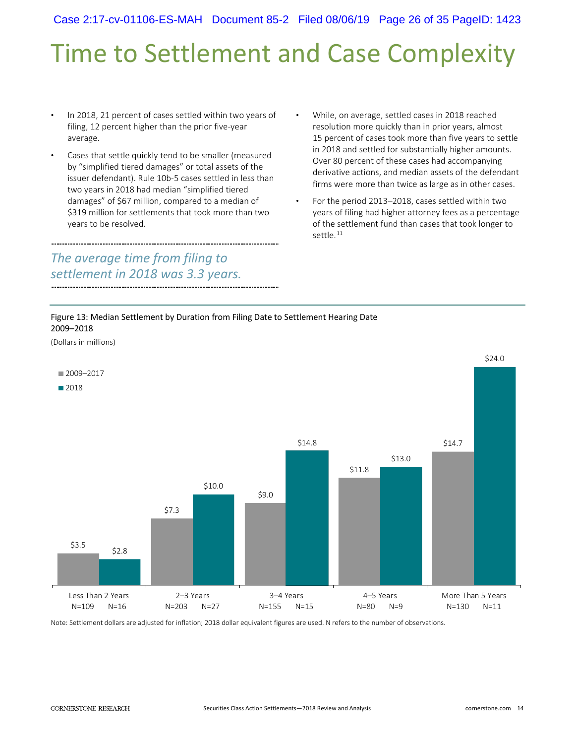# Time to Settlement and Case Complexity

- In 2018, 21 percent of cases settled within two years of filing, 12 percent higher than the prior five-year average.
- Cases that settle quickly tend to be smaller (measured by "simplified tiered damages" or total assets of the issuer defendant). Rule 10b-5 cases settled in less than two years in 2018 had median "simplified tiered damages" of $67 million, compared to a median of $319 million for settlements that took more than two years to be resolved.

*The average time from filing to settlement in 2018 was 3.3 years.*

- While, on average, settled cases in 2018 reached resolution more quickly than in prior years, almost 15 percent of cases took more than five years to settle in 2018 and settled for substantially higher amounts. Over 80 percent of these cases had accompanying derivative actions, and median assets of the defendant firms were more than twice as large as in other cases.
- For the period 2013–2018, cases settled within two years of filing had higher attorney fees as a percentage of the settlement fund than cases that took longer to settle.[11]

Figure 13: Median Settlement by Duration from Filing Date to Settlement Hearing Date
2009–2018

(Dollars in millions)

| Duration | 2009–2017 | 2018 |
|---|---|---|
| Less Than 2 Years | $3.5 (N=109) | $2.8 (N=16) |
| 2–3 Years | $7.3 (N=203) | $10.0 (N=27) |
| 3–4 Years | $9.0 (N=155) | $14.8 (N=15) |
| 4–5 Years | $11.8 (N=80) | $13.0 (N=9) |
| More Than 5 Years | $14.7 (N=130) | $24.0 (N=11) |

Note: Settlement dollars are adjusted for inflation; 2018 dollar equivalent figures are used. N refers to the number of observations.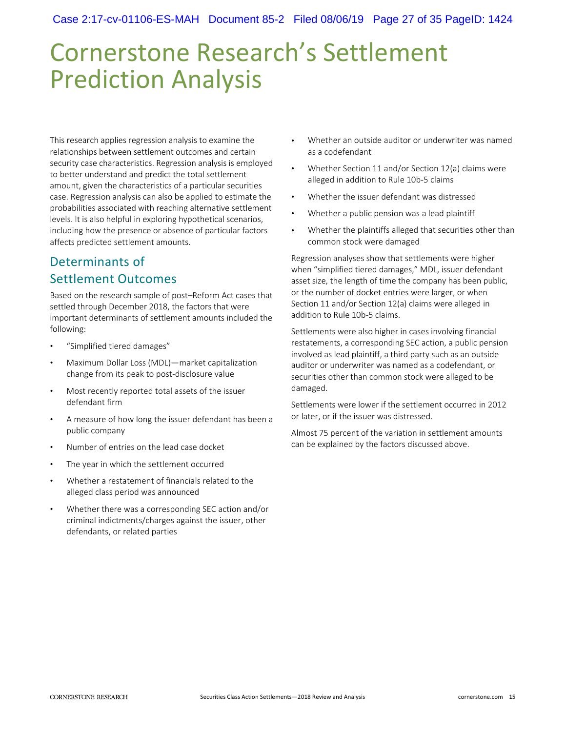# Cornerstone Research's Settlement Prediction Analysis

This research applies regression analysis to examine the relationships between settlement outcomes and certain security case characteristics. Regression analysis is employed to better understand and predict the total settlement amount, given the characteristics of a particular securities case. Regression analysis can also be applied to estimate the probabilities associated with reaching alternative settlement levels. It is also helpful in exploring hypothetical scenarios, including how the presence or absence of particular factors affects predicted settlement amounts.

## Determinants of Settlement Outcomes

Based on the research sample of post–Reform Act cases that settled through December 2018, the factors that were important determinants of settlement amounts included the following:

- "Simplified tiered damages"
- Maximum Dollar Loss (MDL)—market capitalization change from its peak to post-disclosure value
- Most recently reported total assets of the issuer defendant firm
- A measure of how long the issuer defendant has been a public company
- Number of entries on the lead case docket
- The year in which the settlement occurred
- Whether a restatement of financials related to the alleged class period was announced
- Whether there was a corresponding SEC action and/or criminal indictments/charges against the issuer, other defendants, or related parties
- Whether an outside auditor or underwriter was named as a codefendant
- Whether Section 11 and/or Section 12(a) claims were alleged in addition to Rule 10b-5 claims
- Whether the issuer defendant was distressed
- Whether a public pension was a lead plaintiff
- Whether the plaintiffs alleged that securities other than common stock were damaged

Regression analyses show that settlements were higher when "simplified tiered damages," MDL, issuer defendant asset size, the length of time the company has been public, or the number of docket entries were larger, or when Section 11 and/or Section 12(a) claims were alleged in addition to Rule 10b-5 claims.

Settlements were also higher in cases involving financial restatements, a corresponding SEC action, a public pension involved as lead plaintiff, a third party such as an outside auditor or underwriter was named as a codefendant, or securities other than common stock were alleged to be damaged.

Settlements were lower if the settlement occurred in 2012 or later, or if the issuer was distressed.

Almost 75 percent of the variation in settlement amounts can be explained by the factors discussed above.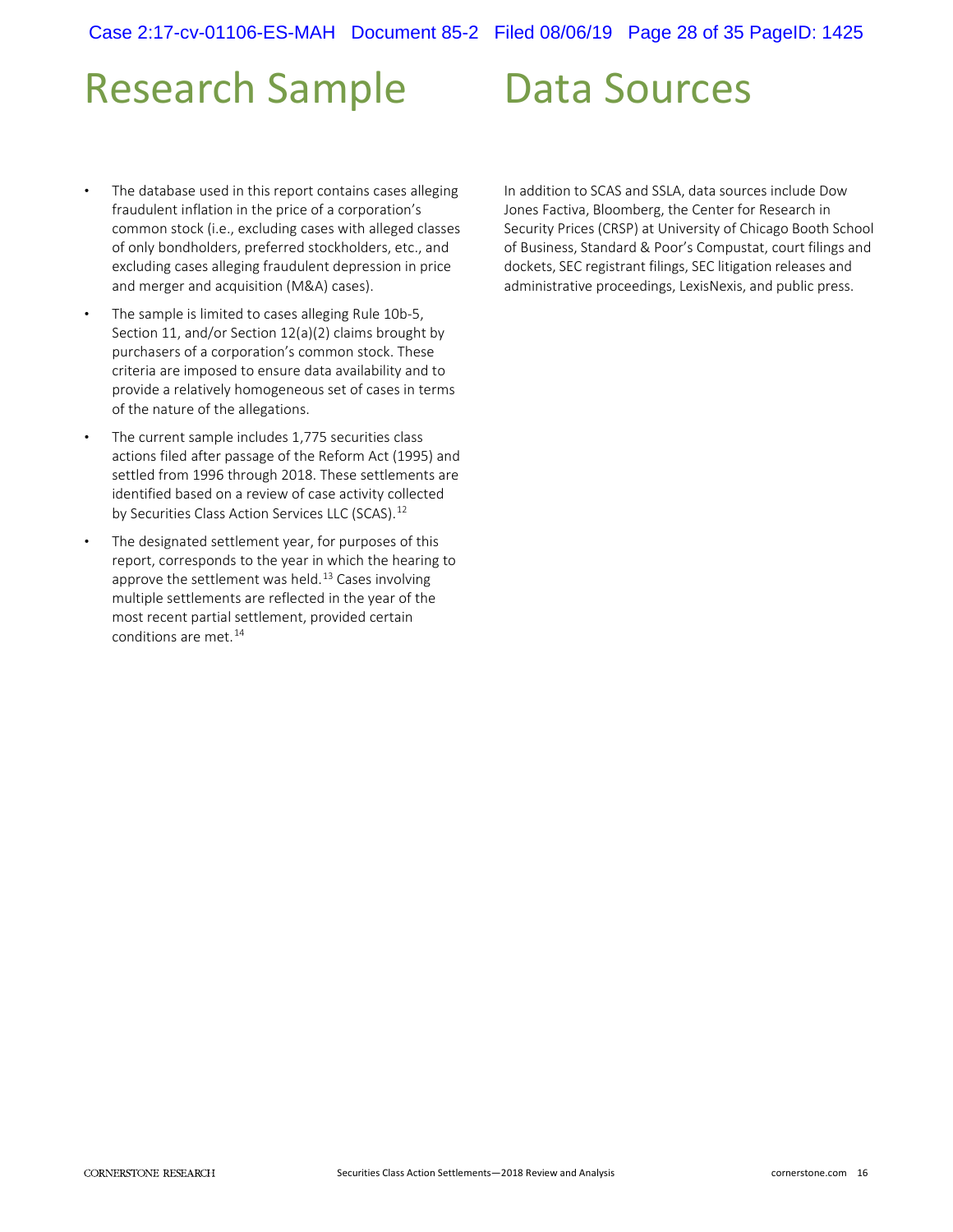# Research Sample

- The database used in this report contains cases alleging fraudulent inflation in the price of a corporation's common stock (i.e., excluding cases with alleged classes of only bondholders, preferred stockholders, etc., and excluding cases alleging fraudulent depression in price and merger and acquisition (M&A) cases).
- The sample is limited to cases alleging Rule 10b-5, Section 11, and/or Section 12(a)(2) claims brought by purchasers of a corporation's common stock. These criteria are imposed to ensure data availability and to provide a relatively homogeneous set of cases in terms of the nature of the allegations.
- The current sample includes 1,775 securities class actions filed after passage of the Reform Act (1995) and settled from 1996 through 2018. These settlements are identified based on a review of case activity collected by Securities Class Action Services LLC (SCAS).[12]
- The designated settlement year, for purposes of this report, corresponds to the year in which the hearing to approve the settlement was held.[13] Cases involving multiple settlements are reflected in the year of the most recent partial settlement, provided certain conditions are met.[14]

# Data Sources

In addition to SCAS and SSLA, data sources include Dow Jones Factiva, Bloomberg, the Center for Research in Security Prices (CRSP) at University of Chicago Booth School of Business, Standard & Poor's Compustat, court filings and dockets, SEC registrant filings, SEC litigation releases and administrative proceedings, LexisNexis, and public press.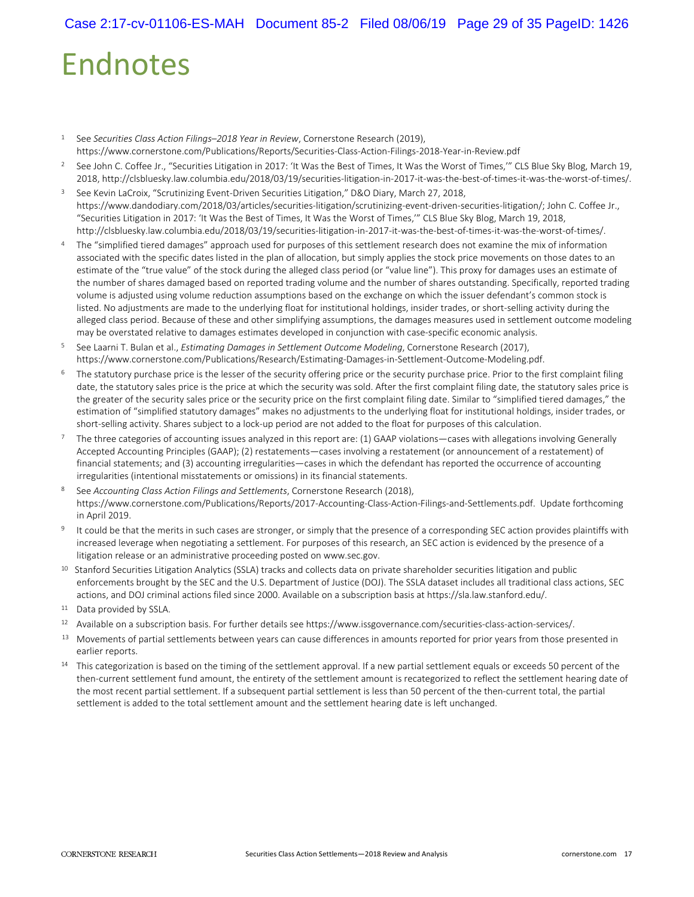# Endnotes

[1] See *Securities Class Action Filings–2018 Year in Review*, Cornerstone Research (2019), https://www.cornerstone.com/Publications/Reports/Securities-Class-Action-Filings-2018-Year-in-Review.pdf

[2] See John C. Coffee Jr., "Securities Litigation in 2017: 'It Was the Best of Times, It Was the Worst of Times,'" CLS Blue Sky Blog, March 19, 2018, http://clsbluesky.law.columbia.edu/2018/03/19/securities-litigation-in-2017-it-was-the-best-of-times-it-was-the-worst-of-times/.

[3] See Kevin LaCroix, "Scrutinizing Event-Driven Securities Litigation," D&O Diary, March 27, 2018, https://www.dandodiary.com/2018/03/articles/securities-litigation/scrutinizing-event-driven-securities-litigation/; John C. Coffee Jr., "Securities Litigation in 2017: 'It Was the Best of Times, It Was the Worst of Times,'" CLS Blue Sky Blog, March 19, 2018, http://clsbluesky.law.columbia.edu/2018/03/19/securities-litigation-in-2017-it-was-the-best-of-times-it-was-the-worst-of-times/.

[4] The "simplified tiered damages" approach used for purposes of this settlement research does not examine the mix of information associated with the specific dates listed in the plan of allocation, but simply applies the stock price movements on those dates to an estimate of the "true value" of the stock during the alleged class period (or "value line"). This proxy for damages uses an estimate of the number of shares damaged based on reported trading volume and the number of shares outstanding. Specifically, reported trading volume is adjusted using volume reduction assumptions based on the exchange on which the issuer defendant's common stock is listed. No adjustments are made to the underlying float for institutional holdings, insider trades, or short-selling activity during the alleged class period. Because of these and other simplifying assumptions, the damages measures used in settlement outcome modeling may be overstated relative to damages estimates developed in conjunction with case-specific economic analysis.

[5] See Laarni T. Bulan et al., *Estimating Damages in Settlement Outcome Modeling*, Cornerstone Research (2017), https://www.cornerstone.com/Publications/Research/Estimating-Damages-in-Settlement-Outcome-Modeling.pdf.

[6] The statutory purchase price is the lesser of the security offering price or the security purchase price. Prior to the first complaint filing date, the statutory sales price is the price at which the security was sold. After the first complaint filing date, the statutory sales price is the greater of the security sales price or the security price on the first complaint filing date. Similar to "simplified tiered damages," the estimation of "simplified statutory damages" makes no adjustments to the underlying float for institutional holdings, insider trades, or short-selling activity. Shares subject to a lock-up period are not added to the float for purposes of this calculation.

[7] The three categories of accounting issues analyzed in this report are: (1) GAAP violations—cases with allegations involving Generally Accepted Accounting Principles (GAAP); (2) restatements—cases involving a restatement (or announcement of a restatement) of financial statements; and (3) accounting irregularities—cases in which the defendant has reported the occurrence of accounting irregularities (intentional misstatements or omissions) in its financial statements.

[8] See *Accounting Class Action Filings and Settlements*, Cornerstone Research (2018), https://www.cornerstone.com/Publications/Reports/2017-Accounting-Class-Action-Filings-and-Settlements.pdf. Update forthcoming in April 2019.

[9] It could be that the merits in such cases are stronger, or simply that the presence of a corresponding SEC action provides plaintiffs with increased leverage when negotiating a settlement. For purposes of this research, an SEC action is evidenced by the presence of a litigation release or an administrative proceeding posted on www.sec.gov.

[10] Stanford Securities Litigation Analytics (SSLA) tracks and collects data on private shareholder securities litigation and public enforcements brought by the SEC and the U.S. Department of Justice (DOJ). The SSLA dataset includes all traditional class actions, SEC actions, and DOJ criminal actions filed since 2000. Available on a subscription basis at https://sla.law.stanford.edu/.

[11] Data provided by SSLA.

[12] Available on a subscription basis. For further details see https://www.issgovernance.com/securities-class-action-services/.

[13] Movements of partial settlements between years can cause differences in amounts reported for prior years from those presented in earlier reports.

[14] This categorization is based on the timing of the settlement approval. If a new partial settlement equals or exceeds 50 percent of the then-current settlement fund amount, the entirety of the settlement amount is recategorized to reflect the settlement hearing date of the most recent partial settlement. If a subsequent partial settlement is less than 50 percent of the then-current total, the partial settlement is added to the total settlement amount and the settlement hearing date is left unchanged.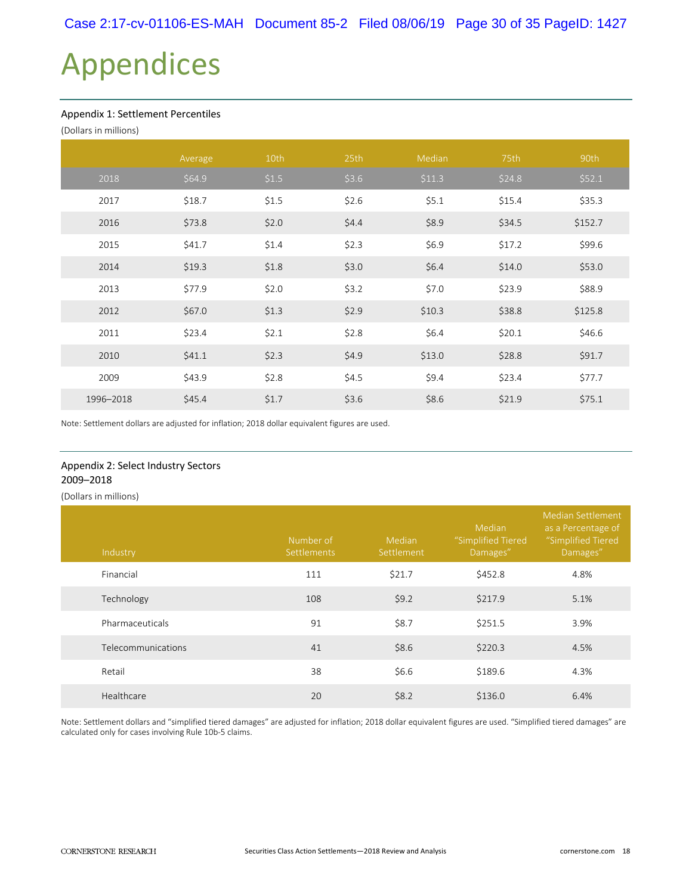# Appendices

## Appendix 1: Settlement Percentiles

(Dollars in millions)

| | Average | 10th | 25th | Median | 75th | 90th |
|---|---|---|---|---|---|---|
| 2018 | $64.9 | $1.5 | $3.6 | $11.3 | $24.8 | $52.1 |
| 2017 | $18.7 | $1.5 | $2.6 | $5.1 | $15.4 | $35.3 |
| 2016 | $73.8 | $2.0 | $4.4 | $8.9 | $34.5 | $152.7 |
| 2015 | $41.7 | $1.4 | $2.3 | $6.9 | $17.2 | $99.6 |
| 2014 | $19.3 | $1.8 | $3.0 | $6.4 | $14.0 | $53.0 |
| 2013 | $77.9 | $2.0 | $3.2 | $7.0 | $23.9 | $88.9 |
| 2012 | $67.0 | $1.3 | $2.9 | $10.3 | $38.8 | $125.8 |
| 2011 | $23.4 | $2.1 | $2.8 | $6.4 | $20.1 | $46.6 |
| 2010 | $41.1 | $2.3 | $4.9 | $13.0 | $28.8 | $91.7 |
| 2009 | $43.9 | $2.8 | $4.5 | $9.4 | $23.4 | $77.7 |
| 1996–2018 | $45.4 | $1.7 | $3.6 | $8.6 | $21.9 | $75.1 |

Note: Settlement dollars are adjusted for inflation; 2018 dollar equivalent figures are used.

## Appendix 2: Select Industry Sectors 2009–2018

(Dollars in millions)

| Industry | Number of Settlements | Median Settlement | Median "Simplified Tiered Damages" | Median Settlement as a Percentage of "Simplified Tiered Damages" |
|---|---|---|---|---|
| Financial | 111 | $21.7 | $452.8 | 4.8% |
| Technology | 108 | $9.2 | $217.9 | 5.1% |
| Pharmaceuticals | 91 | $8.7 | $251.5 | 3.9% |
| Telecommunications | 41 | $8.6 | $220.3 | 4.5% |
| Retail | 38 | $6.6 | $189.6 | 4.3% |
| Healthcare | 20 | $8.2 | $136.0 | 6.4% |

Note: Settlement dollars and "simplified tiered damages" are adjusted for inflation; 2018 dollar equivalent figures are used. "Simplified tiered damages" are calculated only for cases involving Rule 10b-5 claims.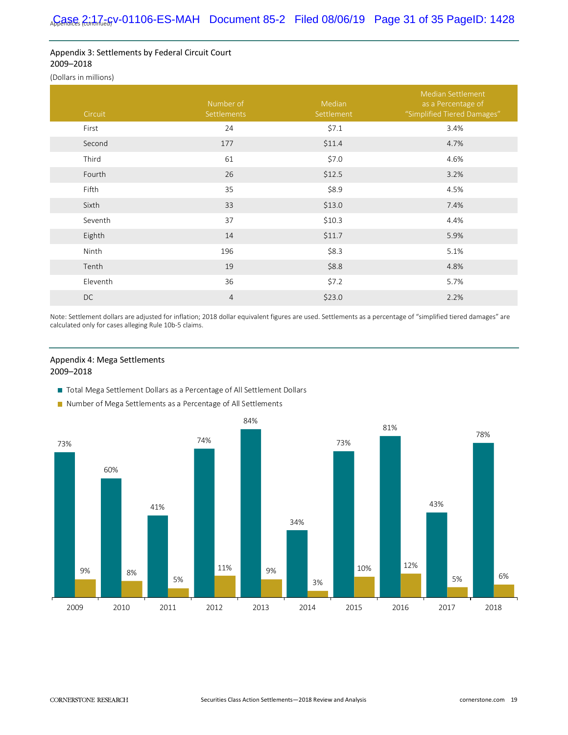## Appendix 3: Settlements by Federal Circuit Court
2009–2018

(Dollars in millions)

| Circuit | Number of Settlements | Median Settlement | Median Settlement as a Percentage of "Simplified Tiered Damages" |
|---|---|---|---|
| First | 24 | $7.1 | 3.4% |
| Second | 177 | $11.4 | 4.7% |
| Third | 61 | $7.0 | 4.6% |
| Fourth | 26 | $12.5 | 3.2% |
| Fifth | 35 | $8.9 | 4.5% |
| Sixth | 33 | $13.0 | 7.4% |
| Seventh | 37 | $10.3 | 4.4% |
| Eighth | 14 | $11.7 | 5.9% |
| Ninth | 196 | $8.3 | 5.1% |
| Tenth | 19 | $8.8 | 4.8% |
| Eleventh | 36 | $7.2 | 5.7% |
| DC | 4 | $23.0 | 2.2% |

Note: Settlement dollars are adjusted for inflation; 2018 dollar equivalent figures are used. Settlements as a percentage of "simplified tiered damages" are calculated only for cases alleging Rule 10b-5 claims.

## Appendix 4: Mega Settlements
2009–2018

| Year | Total Mega Settlement Dollars as a Percentage of All Settlement Dollars | Number of Mega Settlements as a Percentage of All Settlements |
|---|---|---|
| 2009 | 73% | 9% |
| 2010 | 60% | 8% |
| 2011 | 41% | 5% |
| 2012 | 74% | 11% |
| 2013 | 84% | 9% |
| 2014 | 34% | 3% |
| 2015 | 73% | 10% |
| 2016 | 81% | 12% |
| 2017 | 43% | 5% |
| 2018 | 78% | 6% |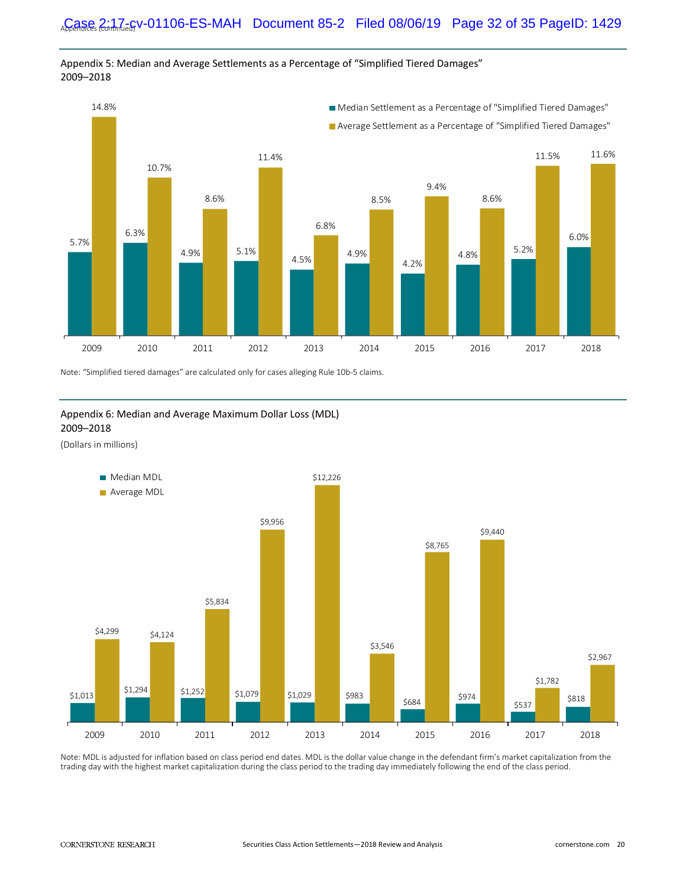## Appendix 5: Median and Average Settlements as a Percentage of "Simplified Tiered Damages" 2009–2018

| Year | Median Settlement as a Percentage of "Simplified Tiered Damages" | Average Settlement as a Percentage of "Simplified Tiered Damages" |
|---|---|---|
| 2009 | 5.7% | 14.8% |
| 2010 | 6.3% | 10.7% |
| 2011 | 4.9% | 8.6% |
| 2012 | 5.1% | 11.4% |
| 2013 | 4.5% | 6.8% |
| 2014 | 4.9% | 8.5% |
| 2015 | 4.2% | 9.4% |
| 2016 | 4.8% | 8.6% |
| 2017 | 5.2% | 11.5% |
| 2018 | 6.0% | 11.6% |

Note: "Simplified tiered damages" are calculated only for cases alleging Rule 10b-5 claims.

## Appendix 6: Median and Average Maximum Dollar Loss (MDL) 2009–2018

(Dollars in millions)

| Year | Median MDL | Average MDL |
|---|---|---|
| 2009 | $1,013 | $4,299 |
| 2010 | $1,294 | $4,124 |
| 2011 | $1,252 | $5,834 |
| 2012 | $1,079 | $9,956 |
| 2013 | $1,029 | $12,226 |
| 2014 | $983 | $3,546 |
| 2015 | $684 | $8,765 |
| 2016 | $974 | $9,440 |
| 2017 | $537 | $1,782 |
| 2018 | $818 | $2,967 |

Note: MDL is adjusted for inflation based on class period end dates. MDL is the dollar value change in the defendant firm's market capitalization from the trading day with the highest market capitalization during the class period to the trading day immediately following the end of the class period.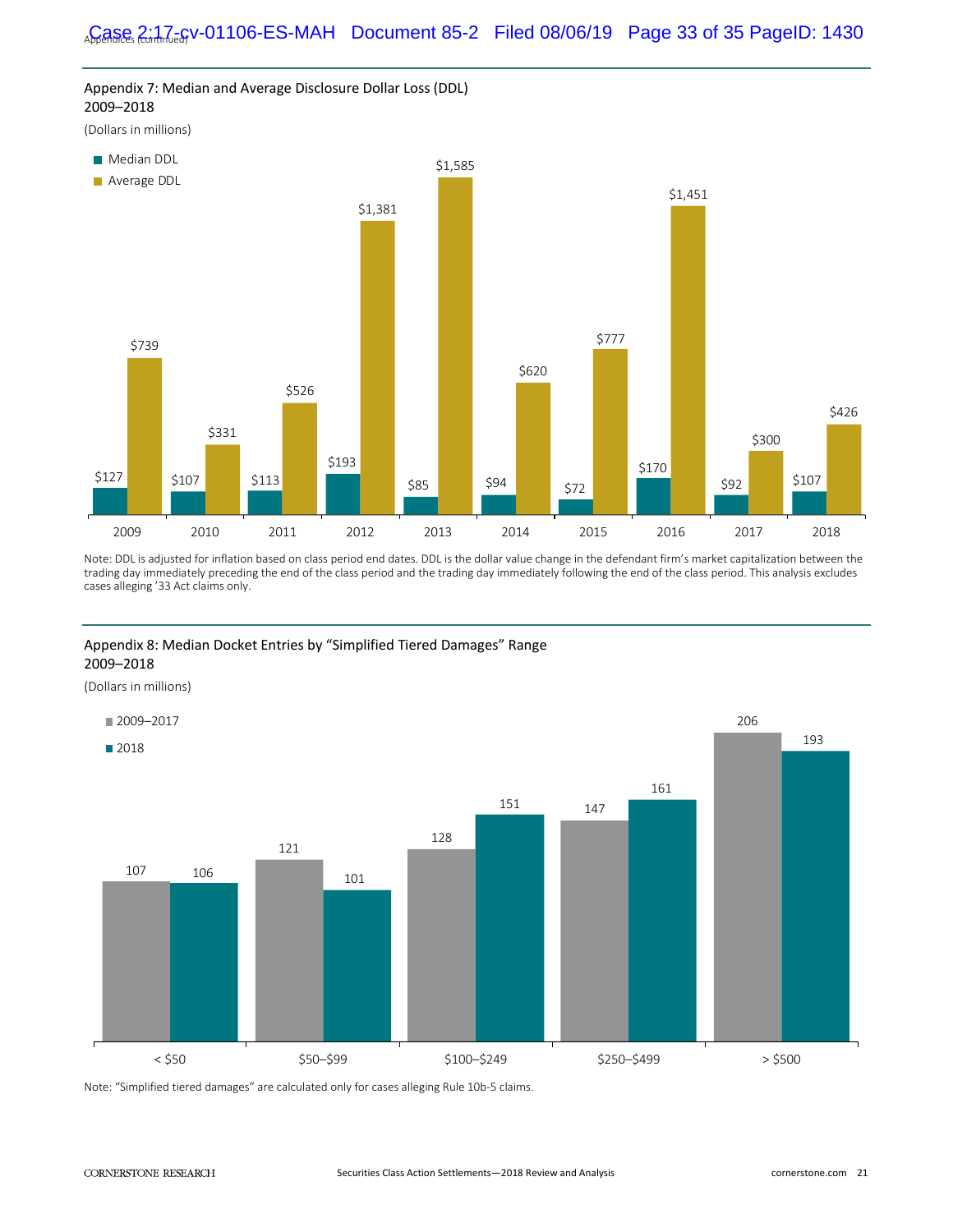## Appendix 7: Median and Average Disclosure Dollar Loss (DDL) 2009–2018

(Dollars in millions)

| Year | Median DDL | Average DDL |
|---|---|---|
| 2009 | $127 | $739 |
| 2010 | $107 | $331 |
| 2011 | $113 | $526 |
| 2012 | $193 | $1,381 |
| 2013 | $85 | $1,585 |
| 2014 | $94 | $620 |
| 2015 | $72 | $777 |
| 2016 | $170 | $1,451 |
| 2017 | $92 | $300 |
| 2018 | $107 | $426 |

Note: DDL is adjusted for inflation based on class period end dates. DDL is the dollar value change in the defendant firm's market capitalization between the trading day immediately preceding the end of the class period and the trading day immediately following the end of the class period. This analysis excludes cases alleging '33 Act claims only.

## Appendix 8: Median Docket Entries by "Simplified Tiered Damages" Range 2009–2018

(Dollars in millions)

| Range | 2009–2017 | 2018 |
|---|---|---|
| < $50 | 107 | 106 |
| $50–$99 | 121 | 101 |
| $100–$249 | 128 | 151 |
| $250–$499 | 147 | 161 |
| > $500 | 206 | 193 |

Note: "Simplified tiered damages" are calculated only for cases alleging Rule 10b-5 claims.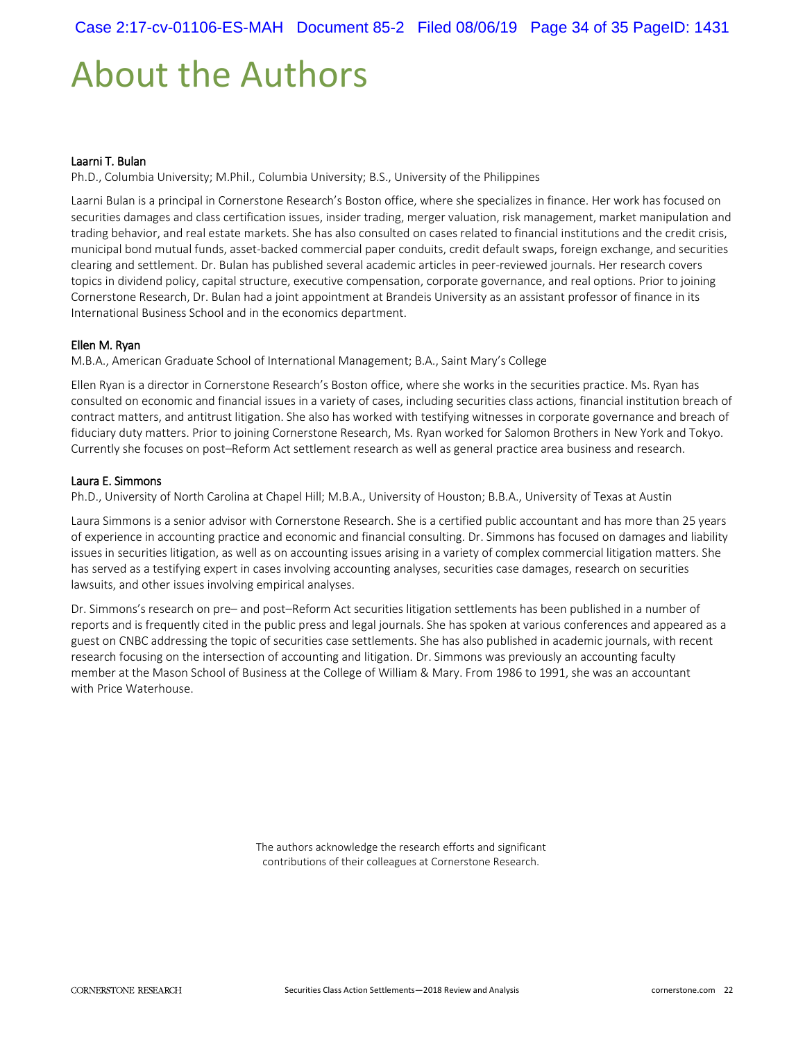# About the Authors

**Laarni T. Bulan**

Ph.D., Columbia University; M.Phil., Columbia University; B.S., University of the Philippines

Laarni Bulan is a principal in Cornerstone Research's Boston office, where she specializes in finance. Her work has focused on securities damages and class certification issues, insider trading, merger valuation, risk management, market manipulation and trading behavior, and real estate markets. She has also consulted on cases related to financial institutions and the credit crisis, municipal bond mutual funds, asset-backed commercial paper conduits, credit default swaps, foreign exchange, and securities clearing and settlement. Dr. Bulan has published several academic articles in peer-reviewed journals. Her research covers topics in dividend policy, capital structure, executive compensation, corporate governance, and real options. Prior to joining Cornerstone Research, Dr. Bulan had a joint appointment at Brandeis University as an assistant professor of finance in its International Business School and in the economics department.

**Ellen M. Ryan**

M.B.A., American Graduate School of International Management; B.A., Saint Mary's College

Ellen Ryan is a director in Cornerstone Research's Boston office, where she works in the securities practice. Ms. Ryan has consulted on economic and financial issues in a variety of cases, including securities class actions, financial institution breach of contract matters, and antitrust litigation. She also has worked with testifying witnesses in corporate governance and breach of fiduciary duty matters. Prior to joining Cornerstone Research, Ms. Ryan worked for Salomon Brothers in New York and Tokyo. Currently she focuses on post–Reform Act settlement research as well as general practice area business and research.

**Laura E. Simmons**

Ph.D., University of North Carolina at Chapel Hill; M.B.A., University of Houston; B.B.A., University of Texas at Austin

Laura Simmons is a senior advisor with Cornerstone Research. She is a certified public accountant and has more than 25 years of experience in accounting practice and economic and financial consulting. Dr. Simmons has focused on damages and liability issues in securities litigation, as well as on accounting issues arising in a variety of complex commercial litigation matters. She has served as a testifying expert in cases involving accounting analyses, securities case damages, research on securities lawsuits, and other issues involving empirical analyses.

Dr. Simmons's research on pre– and post–Reform Act securities litigation settlements has been published in a number of reports and is frequently cited in the public press and legal journals. She has spoken at various conferences and appeared as a guest on CNBC addressing the topic of securities case settlements. She has also published in academic journals, with recent research focusing on the intersection of accounting and litigation. Dr. Simmons was previously an accounting faculty member at the Mason School of Business at the College of William & Mary. From 1986 to 1991, she was an accountant with Price Waterhouse.

The authors acknowledge the research efforts and significant contributions of their colleagues at Cornerstone Research.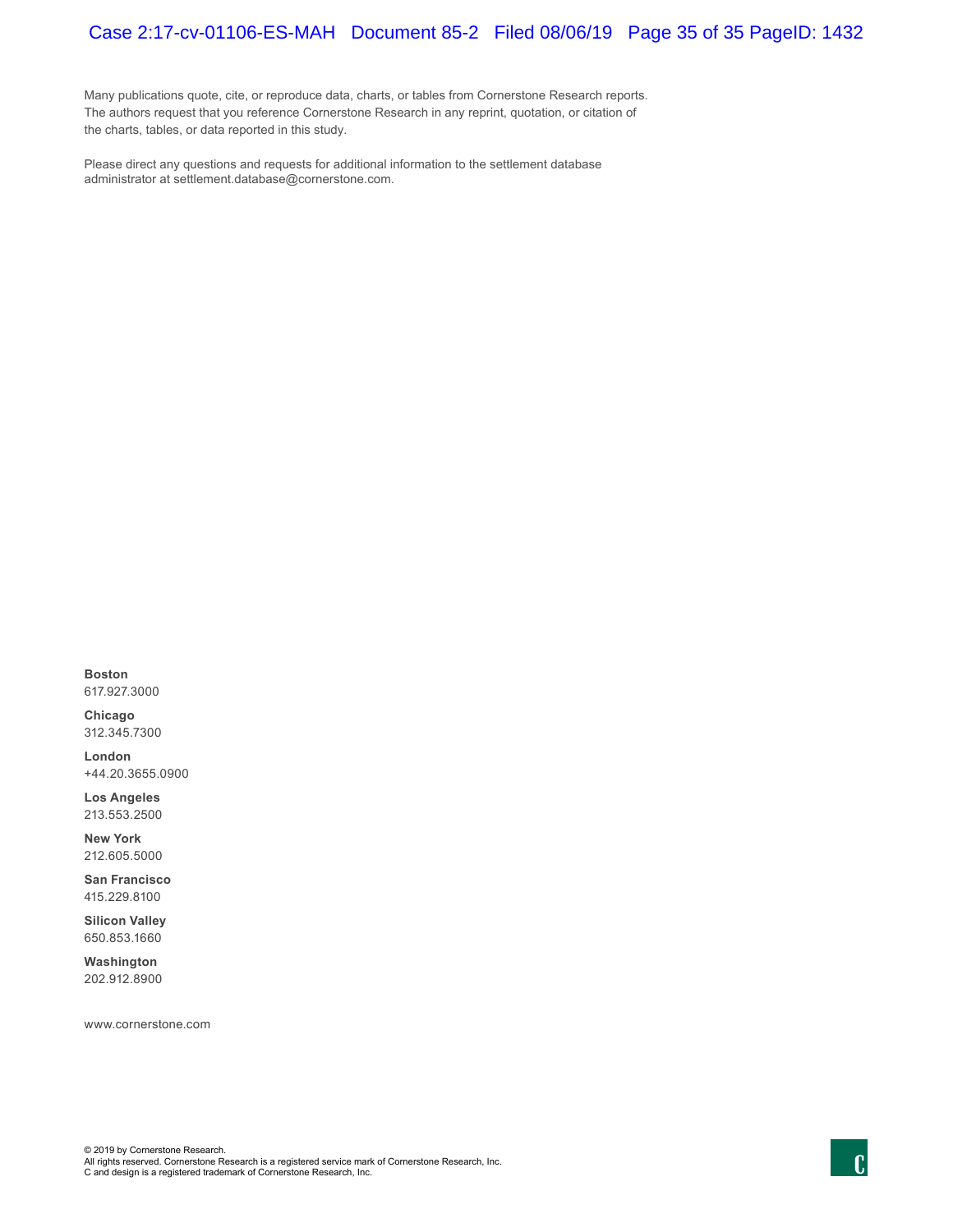Many publications quote, cite, or reproduce data, charts, or tables from Cornerstone Research reports. The authors request that you reference Cornerstone Research in any reprint, quotation, or citation of the charts, tables, or data reported in this study.

Please direct any questions and requests for additional information to the settlement database administrator at settlement.database@cornerstone.com.

**Boston**
617.927.3000

**Chicago**
312.345.7300

**London**
+44.20.3655.0900

**Los Angeles**
213.553.2500

**New York**
212.605.5000

**San Francisco**
415.229.8100

**Silicon Valley**
650.853.1660

**Washington**
202.912.8900

www.cornerstone.com

© 2019 by Cornerstone Research.
All rights reserved. Cornerstone Research is a registered service mark of Cornerstone Research, Inc.
C and design is a registered trademark of Cornerstone Research, Inc.